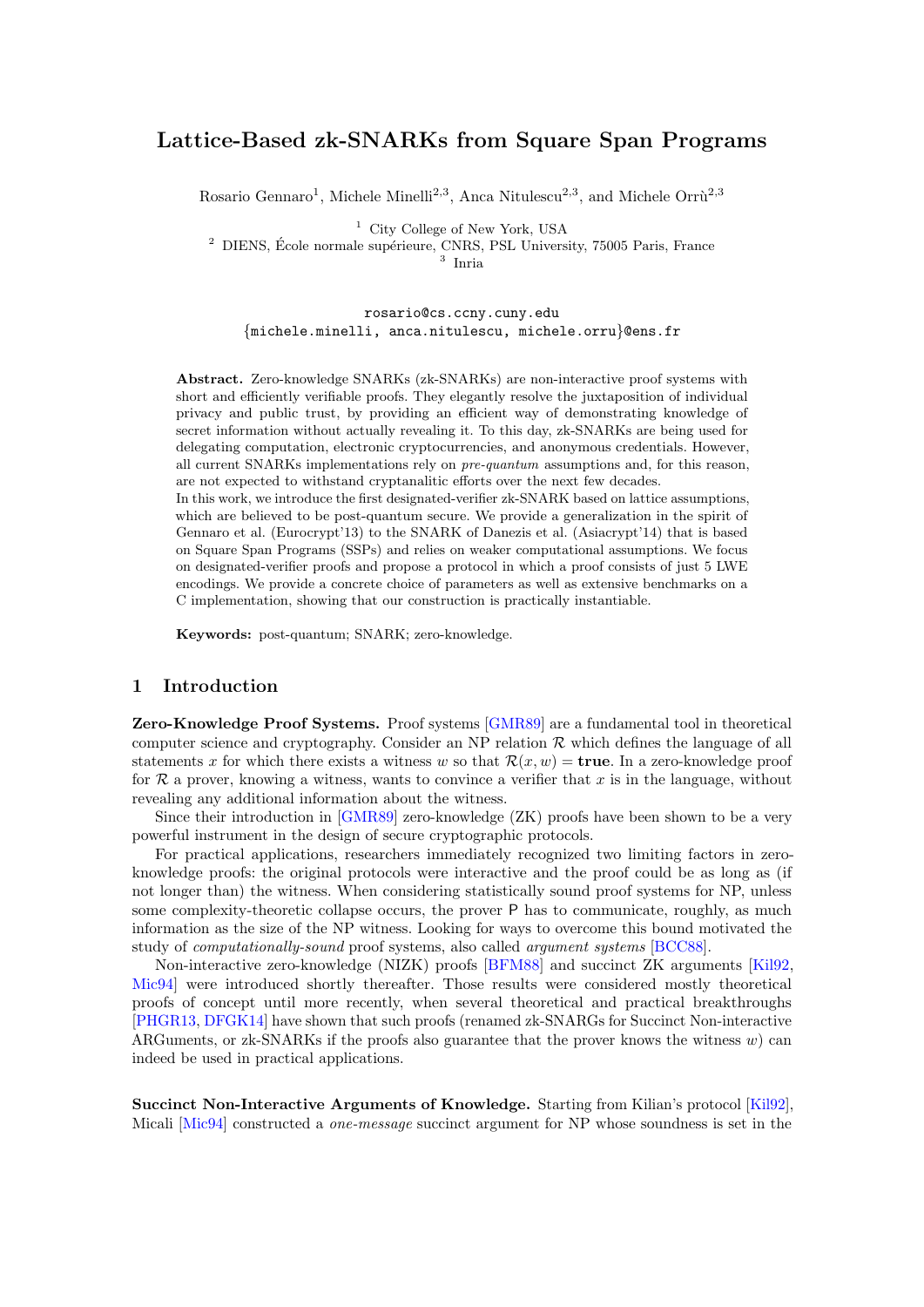# Lattice-Based zk-SNARKs from Square Span Programs

Rosario Gennaro[1], Michele Minelli[2,3], Anca Nitulescu[2,3], and Michele Orrù[2,3]

[1] City College of New York, USA
[2] DIENS, École normale supérieure, CNRS, PSL University, 75005 Paris, France
[3] Inria

rosario@cs.ccny.cuny.edu
{michele.minelli, anca.nitulescu, michele.orru}@ens.fr

**Abstract.** Zero-knowledge SNARKs (zk-SNARKs) are non-interactive proof systems with short and efficiently verifiable proofs. They elegantly resolve the juxtaposition of individual privacy and public trust, by providing an efficient way of demonstrating knowledge of secret information without actually revealing it. To this day, zk-SNARKs are being used for delegating computation, electronic cryptocurrencies, and anonymous credentials. However, all current SNARKs implementations rely on *pre-quantum* assumptions and, for this reason, are not expected to withstand cryptanalitic efforts over the next few decades.
In this work, we introduce the first designated-verifier zk-SNARK based on lattice assumptions, which are believed to be post-quantum secure. We provide a generalization in the spirit of Gennaro et al. (Eurocrypt'13) to the SNARK of Danezis et al. (Asiacrypt'14) that is based on Square Span Programs (SSPs) and relies on weaker computational assumptions. We focus on designated-verifier proofs and propose a protocol in which a proof consists of just 5 LWE encodings. We provide a concrete choice of parameters as well as extensive benchmarks on a C implementation, showing that our construction is practically instantiable.

**Keywords:** post-quantum; SNARK; zero-knowledge.

## 1 Introduction

**Zero-Knowledge Proof Systems.** Proof systems [GMR89] are a fundamental tool in theoretical computer science and cryptography. Consider an NP relation $\mathcal{R}$ which defines the language of all statements $x$ for which there exists a witness $w$ so that $\mathcal{R}(x, w) = \textbf{true}$. In a zero-knowledge proof for $\mathcal{R}$ a prover, knowing a witness, wants to convince a verifier that $x$ is in the language, without revealing any additional information about the witness.

Since their introduction in [GMR89] zero-knowledge (ZK) proofs have been shown to be a very powerful instrument in the design of secure cryptographic protocols.

For practical applications, researchers immediately recognized two limiting factors in zero-knowledge proofs: the original protocols were interactive and the proof could be as long as (if not longer than) the witness. When considering statistically sound proof systems for NP, unless some complexity-theoretic collapse occurs, the prover $\mathsf{P}$ has to communicate, roughly, as much information as the size of the NP witness. Looking for ways to overcome this bound motivated the study of *computationally-sound* proof systems, also called *argument systems* [BCC88].

Non-interactive zero-knowledge (NIZK) proofs [BFM88] and succinct ZK arguments [Kil92, Mic94] were introduced shortly thereafter. Those results were considered mostly theoretical proofs of concept until more recently, when several theoretical and practical breakthroughs [PHGR13, DFGK14] have shown that such proofs (renamed zk-SNARGs for Succinct Non-interactive ARGuments, or zk-SNARKs if the proofs also guarantee that the prover knows the witness $w$) can indeed be used in practical applications.

**Succinct Non-Interactive Arguments of Knowledge.** Starting from Kilian's protocol [Kil92], Micali [Mic94] constructed a *one-message* succinct argument for NP whose soundness is set in the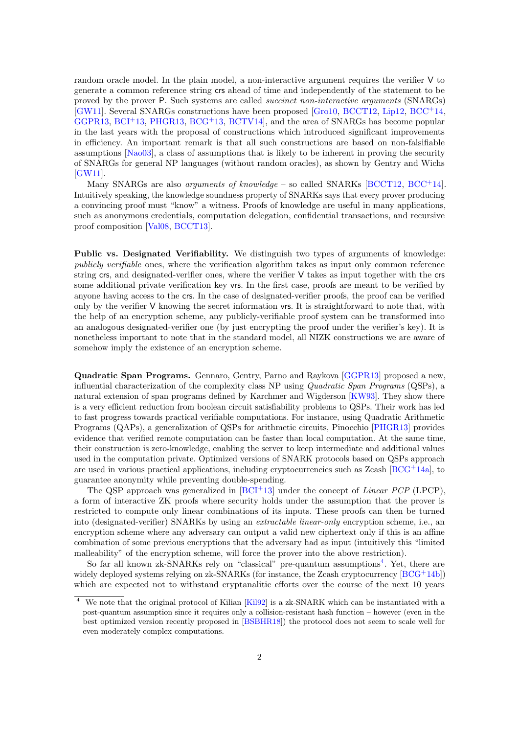random oracle model. In the plain model, a non-interactive argument requires the verifier V to generate a common reference string crs ahead of time and independently of the statement to be proved by the prover P. Such systems are called *succinct non-interactive arguments* (SNARGs) [GW11]. Several SNARGs constructions have been proposed [Gro10, BCCT12, Lip12, BCC+14, GGPR13, BCI+13, PHGR13, BCG+13, BCTV14], and the area of SNARGs has become popular in the last years with the proposal of constructions which introduced significant improvements in efficiency. An important remark is that all such constructions are based on non-falsifiable assumptions [Nao03], a class of assumptions that is likely to be inherent in proving the security of SNARGs for general NP languages (without random oracles), as shown by Gentry and Wichs [GW11].

Many SNARGs are also *arguments of knowledge* – so called SNARKs [BCCT12, BCC+14]. Intuitively speaking, the knowledge soundness property of SNARKs says that every prover producing a convincing proof must "know" a witness. Proofs of knowledge are useful in many applications, such as anonymous credentials, computation delegation, confidential transactions, and recursive proof composition [Val08, BCCT13].

**Public vs. Designated Verifiability.** We distinguish two types of arguments of knowledge: *publicly verifiable* ones, where the verification algorithm takes as input only common reference string crs, and designated-verifier ones, where the verifier V takes as input together with the crs some additional private verification key vrs. In the first case, proofs are meant to be verified by anyone having access to the crs. In the case of designated-verifier proofs, the proof can be verified only by the verifier V knowing the secret information vrs. It is straightforward to note that, with the help of an encryption scheme, any publicly-verifiable proof system can be transformed into an analogous designated-verifier one (by just encrypting the proof under the verifier's key). It is nonetheless important to note that in the standard model, all NIZK constructions we are aware of somehow imply the existence of an encryption scheme.

**Quadratic Span Programs.** Gennaro, Gentry, Parno and Raykova [GGPR13] proposed a new, influential characterization of the complexity class NP using *Quadratic Span Programs* (QSPs), a natural extension of span programs defined by Karchmer and Wigderson [KW93]. They show there is a very efficient reduction from boolean circuit satisfiability problems to QSPs. Their work has led to fast progress towards practical verifiable computations. For instance, using Quadratic Arithmetic Programs (QAPs), a generalization of QSPs for arithmetic circuits, Pinocchio [PHGR13] provides evidence that verified remote computation can be faster than local computation. At the same time, their construction is zero-knowledge, enabling the server to keep intermediate and additional values used in the computation private. Optimized versions of SNARK protocols based on QSPs approach are used in various practical applications, including cryptocurrencies such as Zcash [BCG+14a], to guarantee anonymity while preventing double-spending.

The QSP approach was generalized in [BCI+13] under the concept of *Linear PCP* (LPCP), a form of interactive ZK proofs where security holds under the assumption that the prover is restricted to compute only linear combinations of its inputs. These proofs can then be turned into (designated-verifier) SNARKs by using an *extractable linear-only* encryption scheme, i.e., an encryption scheme where any adversary can output a valid new ciphertext only if this is an affine combination of some previous encryptions that the adversary had as input (intuitively this "limited malleability" of the encryption scheme, will force the prover into the above restriction).

So far all known zk-SNARKs rely on "classical" pre-quantum assumptions[4]. Yet, there are widely deployed systems relying on zk-SNARKs (for instance, the Zcash cryptocurrency [BCG+14b]) which are expected not to withstand cryptanalitic efforts over the course of the next 10 years

[4] We note that the original protocol of Kilian [Kil92] is a zk-SNARK which can be instantiated with a post-quantum assumption since it requires only a collision-resistant hash function – however (even in the best optimized version recently proposed in [BSBHR18]) the protocol does not seem to scale well for even moderately complex computations.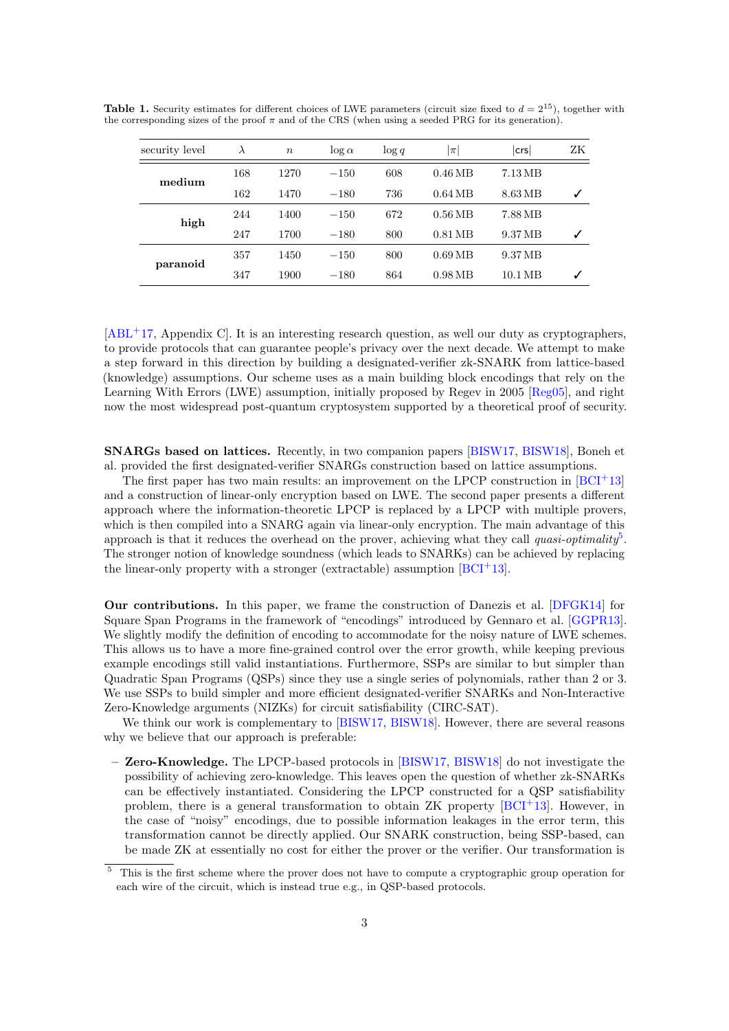**Table 1.** Security estimates for different choices of LWE parameters (circuit size fixed to $d = 2^{15}$), together with the corresponding sizes of the proof $\pi$ and of the CRS (when using a seeded PRG for its generation).

| security level | $\lambda$ | $n$ | $\log \alpha$ | $\log q$ | $\lvert\pi\rvert$ | $\lvert\mathsf{crs}\rvert$ | ZK |
|---|---|---|---|---|---|---|---|
| **medium** | 168 | 1270 | $-150$ | 608 | 0.46 MB | 7.13 MB | |
| | 162 | 1470 | $-180$ | 736 | 0.64 MB | 8.63 MB | ✓ |
| **high** | 244 | 1400 | $-150$ | 672 | 0.56 MB | 7.88 MB | |
| | 247 | 1700 | $-180$ | 800 | 0.81 MB | 9.37 MB | ✓ |
| **paranoid** | 357 | 1450 | $-150$ | 800 | 0.69 MB | 9.37 MB | |
| | 347 | 1900 | $-180$ | 864 | 0.98 MB | 10.1 MB | ✓ |

[ABL+17, Appendix C]. It is an interesting research question, as well our duty as cryptographers, to provide protocols that can guarantee people's privacy over the next decade. We attempt to make a step forward in this direction by building a designated-verifier zk-SNARK from lattice-based (knowledge) assumptions. Our scheme uses as a main building block encodings that rely on the Learning With Errors (LWE) assumption, initially proposed by Regev in 2005 [Reg05], and right now the most widespread post-quantum cryptosystem supported by a theoretical proof of security.

**SNARGs based on lattices.** Recently, in two companion papers [BISW17, BISW18], Boneh et al. provided the first designated-verifier SNARGs construction based on lattice assumptions.

The first paper has two main results: an improvement on the LPCP construction in [BCI+13] and a construction of linear-only encryption based on LWE. The second paper presents a different approach where the information-theoretic LPCP is replaced by a LPCP with multiple provers, which is then compiled into a SNARG again via linear-only encryption. The main advantage of this approach is that it reduces the overhead on the prover, achieving what they call *quasi-optimality*[5]. The stronger notion of knowledge soundness (which leads to SNARKs) can be achieved by replacing the linear-only property with a stronger (extractable) assumption [BCI+13].

**Our contributions.** In this paper, we frame the construction of Danezis et al. [DFGK14] for Square Span Programs in the framework of "encodings" introduced by Gennaro et al. [GGPR13]. We slightly modify the definition of encoding to accommodate for the noisy nature of LWE schemes. This allows us to have a more fine-grained control over the error growth, while keeping previous example encodings still valid instantiations. Furthermore, SSPs are similar to but simpler than Quadratic Span Programs (QSPs) since they use a single series of polynomials, rather than 2 or 3. We use SSPs to build simpler and more efficient designated-verifier SNARKs and Non-Interactive Zero-Knowledge arguments (NIZKs) for circuit satisfiability (CIRC-SAT).

We think our work is complementary to [BISW17, BISW18]. However, there are several reasons why we believe that our approach is preferable:

– **Zero-Knowledge.** The LPCP-based protocols in [BISW17, BISW18] do not investigate the possibility of achieving zero-knowledge. This leaves open the question of whether zk-SNARKs can be effectively instantiated. Considering the LPCP constructed for a QSP satisfiability problem, there is a general transformation to obtain ZK property [BCI+13]. However, in the case of "noisy" encodings, due to possible information leakages in the error term, this transformation cannot be directly applied. Our SNARK construction, being SSP-based, can be made ZK at essentially no cost for either the prover or the verifier. Our transformation is

[5] This is the first scheme where the prover does not have to compute a cryptographic group operation for each wire of the circuit, which is instead true e.g., in QSP-based protocols.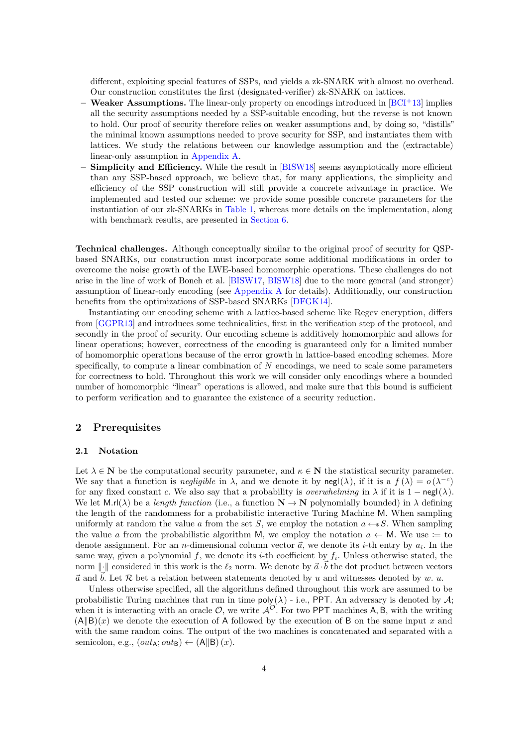different, exploiting special features of SSPs, and yields a zk-SNARK with almost no overhead. Our construction constitutes the first (designated-verifier) zk-SNARK on lattices.

- **Weaker Assumptions.** The linear-only property on encodings introduced in [BCI+13] implies all the security assumptions needed by a SSP-suitable encoding, but the reverse is not known to hold. Our proof of security therefore relies on weaker assumptions and, by doing so, "distills" the minimal known assumptions needed to prove security for SSP, and instantiates them with lattices. We study the relations between our knowledge assumption and the (extractable) linear-only assumption in Appendix A.
- **Simplicity and Efficiency.** While the result in [BISW18] seems asymptotically more efficient than any SSP-based approach, we believe that, for many applications, the simplicity and efficiency of the SSP construction will still provide a concrete advantage in practice. We implemented and tested our scheme: we provide some possible concrete parameters for the instantiation of our zk-SNARKs in Table 1, whereas more details on the implementation, along with benchmark results, are presented in Section 6.

**Technical challenges.** Although conceptually similar to the original proof of security for QSP-based SNARKs, our construction must incorporate some additional modifications in order to overcome the noise growth of the LWE-based homomorphic operations. These challenges do not arise in the line of work of Boneh et al. [BISW17, BISW18] due to the more general (and stronger) assumption of linear-only encoding (see Appendix A for details). Additionally, our construction benefits from the optimizations of SSP-based SNARKs [DFGK14].

Instantiating our encoding scheme with a lattice-based scheme like Regev encryption, differs from [GGPR13] and introduces some technicalities, first in the verification step of the protocol, and secondly in the proof of security. Our encoding scheme is additively homomorphic and allows for linear operations; however, correctness of the encoding is guaranteed only for a limited number of homomorphic operations because of the error growth in lattice-based encoding schemes. More specifically, to compute a linear combination of $N$ encodings, we need to scale some parameters for correctness to hold. Throughout this work we will consider only encodings where a bounded number of homomorphic "linear" operations is allowed, and make sure that this bound is sufficient to perform verification and to guarantee the existence of a security reduction.

## 2 Prerequisites

### 2.1 Notation

Let $\lambda \in \mathbf{N}$ be the computational security parameter, and $\kappa \in \mathbf{N}$ the statistical security parameter. We say that a function is *negligible* in $\lambda$, and we denote it by $\mathsf{negl}(\lambda)$, if it is a $f(\lambda) = o(\lambda^{-c})$ for any fixed constant $c$. We also say that a probability is *overwhelming* in $\lambda$ if it is $1 - \mathsf{negl}(\lambda)$. We let $\mathsf{M.rl}(\lambda)$ be a *length function* (i.e., a function $\mathbf{N} \to \mathbf{N}$ polynomially bounded) in $\lambda$ defining the length of the randomness for a probabilistic interactive Turing Machine $\mathsf{M}$. When sampling uniformly at random the value $a$ from the set $S$, we employ the notation $a \leftarrow_\$ S$. When sampling the value $a$ from the probabilistic algorithm $\mathsf{M}$, we employ the notation $a \leftarrow \mathsf{M}$. We use $:=$ to denote assignment. For an $n$-dimensional column vector $\vec{a}$, we denote its $i$-th entry by $a_i$. In the same way, given a polynomial $f$, we denote its $i$-th coefficient by $f_i$. Unless otherwise stated, the norm $\|\cdot\|$ considered in this work is the $\ell_2$ norm. We denote by $\vec{a} \cdot \vec{b}$ the dot product between vectors $\vec{a}$ and $\vec{b}$. Let $\mathcal{R}$ bet a relation between statements denoted by $u$ and witnesses denoted by $w$. $u$.

Unless otherwise specified, all the algorithms defined throughout this work are assumed to be probabilistic Turing machines that run in time $\mathsf{poly}(\lambda)$ - i.e., $\mathsf{PPT}$. An adversary is denoted by $\mathcal{A}$; when it is interacting with an oracle $\mathcal{O}$, we write $\mathcal{A}^{\mathcal{O}}$. For two $\mathsf{PPT}$ machines $\mathsf{A}, \mathsf{B}$, with the writing $(\mathsf{A}\|\mathsf{B})(x)$ we denote the execution of $\mathsf{A}$ followed by the execution of $\mathsf{B}$ on the same input $x$ and with the same random coins. The output of the two machines is concatenated and separated with a semicolon, e.g., $(out_{\mathsf{A}}; out_{\mathsf{B}}) \leftarrow (\mathsf{A}\|\mathsf{B})(x)$.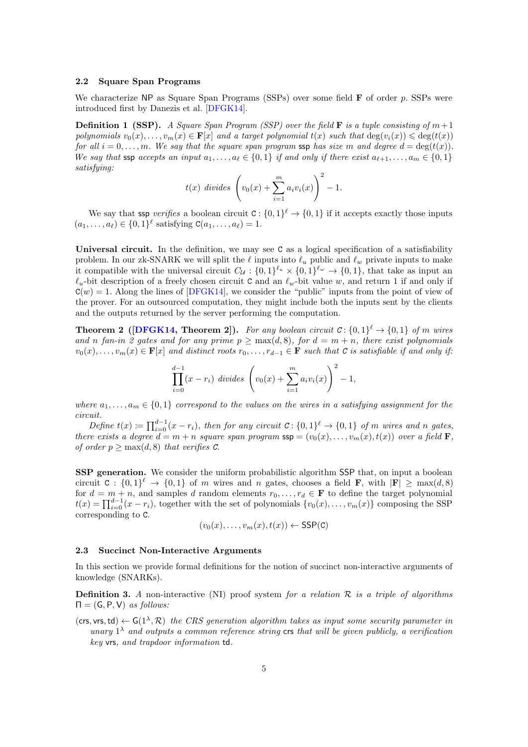### 2.2 Square Span Programs

We characterize NP as Square Span Programs (SSPs) over some field $\mathbf{F}$ of order $p$. SSPs were introduced first by Danezis et al. [DFGK14].

**Definition 1 (SSP).** *A Square Span Program (SSP) over the field $\mathbf{F}$ is a tuple consisting of $m+1$ polynomials $v_0(x), \ldots, v_m(x) \in \mathbf{F}[x]$ and a target polynomial $t(x)$ such that $\deg(v_i(x)) \leqslant \deg(t(x))$ for all $i = 0, \ldots, m$. We say that the square span program $\mathsf{ssp}$ has size $m$ and degree $d = \deg(t(x))$. We say that $\mathsf{ssp}$ accepts an input $a_1, \ldots, a_\ell \in \{0,1\}$ if and only if there exist $a_{\ell+1}, \ldots, a_m \in \{0,1\}$ satisfying:*

$$t(x) \text{ divides } \left(v_0(x) + \sum_{i=1}^{m} a_i v_i(x)\right)^2 - 1.$$

We say that $\mathsf{ssp}$ *verifies* a boolean circuit $\mathsf{C} : \{0,1\}^\ell \to \{0,1\}$ if it accepts exactly those inputs $(a_1, \ldots, a_\ell) \in \{0,1\}^\ell$ satisfying $\mathsf{C}(a_1, \ldots, a_\ell) = 1$.

**Universal circuit.** In the definition, we may see $\mathsf{C}$ as a logical specification of a satisfiability problem. In our zk-SNARK we will split the $\ell$ inputs into $\ell_u$ public and $\ell_w$ private inputs to make it compatible with the universal circuit $C_{\mathcal{U}} : \{0,1\}^{\ell_u} \times \{0,1\}^{\ell_w} \to \{0,1\}$, that take as input an $\ell_u$-bit description of a freely chosen circuit $\mathsf{C}$ and an $\ell_w$-bit value $w$, and return 1 if and only if $\mathsf{C}(w) = 1$. Along the lines of [DFGK14], we consider the "public" inputs from the point of view of the prover. For an outsourced computation, they might include both the inputs sent by the clients and the outputs returned by the server performing the computation.

**Theorem 2 ([DFGK14, Theorem 2]).** *For any boolean circuit $C : \{0,1\}^\ell \to \{0,1\}$ of $m$ wires and $n$ fan-in 2 gates and for any prime $p \geq \max(d, 8)$, for $d = m + n$, there exist polynomials $v_0(x), \ldots, v_m(x) \in \mathbf{F}[x]$ and distinct roots $r_0, \ldots, r_{d-1} \in \mathbf{F}$ such that $C$ is satisfiable if and only if:*

$$\prod_{i=0}^{d-1}(x - r_i) \text{ divides } \left(v_0(x) + \sum_{i=1}^{m} a_i v_i(x)\right)^2 - 1,$$

*where $a_1, \ldots, a_m \in \{0,1\}$ correspond to the values on the wires in a satisfying assignment for the circuit.*

*Define $t(x) := \prod_{i=0}^{d-1}(x - r_i)$, then for any circuit $C : \{0,1\}^\ell \to \{0,1\}$ of $m$ wires and $n$ gates, there exists a degree $d = m + n$ square span program $\mathsf{ssp} = (v_0(x), \ldots, v_m(x), t(x))$ over a field $\mathbf{F}$, of order $p \geq \max(d, 8)$ that verifies $C$.*

**SSP generation.** We consider the uniform probabilistic algorithm $\mathsf{SSP}$ that, on input a boolean circuit $\mathsf{C} : \{0,1\}^\ell \to \{0,1\}$ of $m$ wires and $n$ gates, chooses a field $\mathbf{F}$, with $|\mathbf{F}| \geq \max(d, 8)$ for $d = m + n$, and samples $d$ random elements $r_0, \ldots, r_d \in \mathbf{F}$ to define the target polynomial $t(x) = \prod_{i=0}^{d-1}(x - r_i)$, together with the set of polynomials $\{v_0(x), \ldots, v_m(x)\}$ composing the SSP corresponding to $\mathsf{C}$.

$$(v_0(x), \ldots, v_m(x), t(x)) \leftarrow \mathsf{SSP}(\mathsf{C})$$

### 2.3 Succinct Non-Interactive Arguments

In this section we provide formal definitions for the notion of succinct non-interactive arguments of knowledge (SNARKs).

**Definition 3.** *A* non-interactive (NI) proof system *for a relation $\mathcal{R}$ is a triple of algorithms $\Pi = (\mathsf{G}, \mathsf{P}, \mathsf{V})$ as follows:*

$(\mathsf{crs}, \mathsf{vrs}, \mathsf{td}) \leftarrow \mathsf{G}(1^\lambda, \mathcal{R})$ *the CRS generation algorithm takes as input some security parameter in unary $1^\lambda$ and outputs a common reference string $\mathsf{crs}$ that will be given publicly, a verification key $\mathsf{vrs}$, and trapdoor information $\mathsf{td}$.*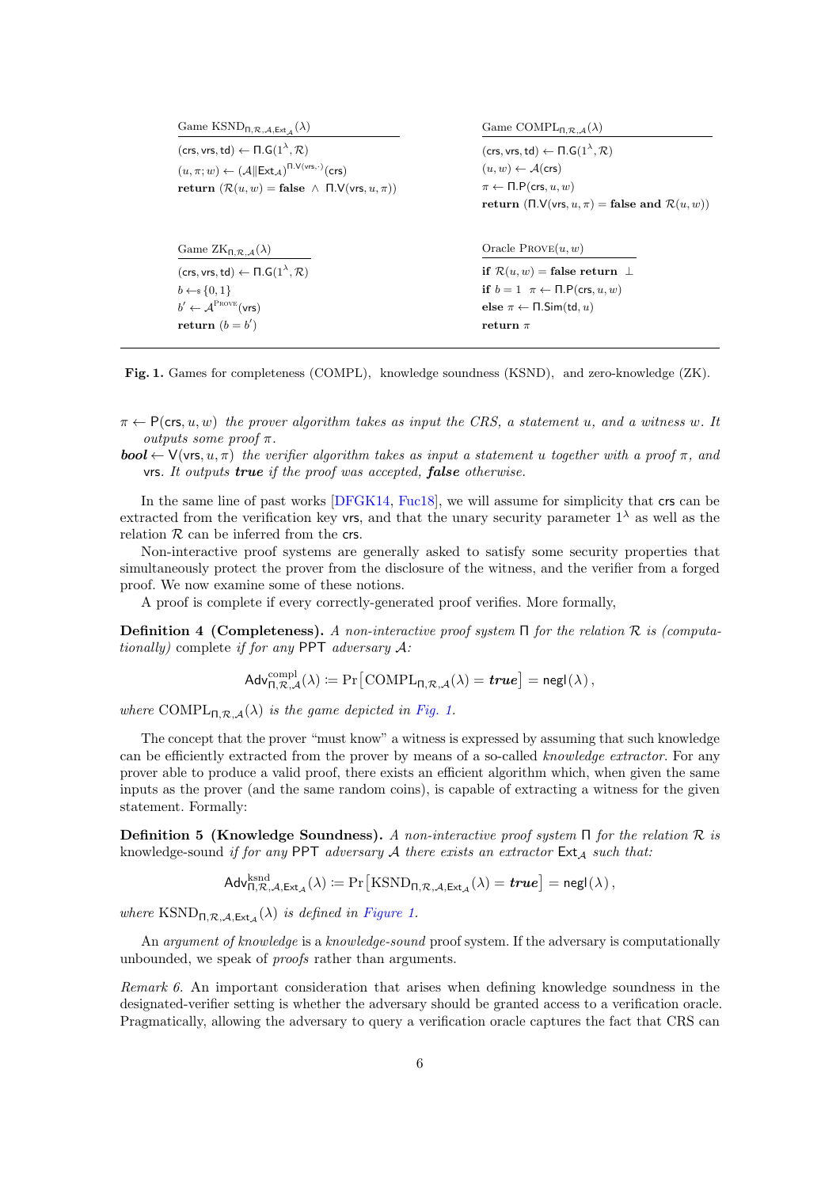**Game** $\mathrm{KSND}_{\Pi,\mathcal{R},\mathcal{A},\mathsf{Ext}_\mathcal{A}}(\lambda)$

$(\mathsf{crs},\mathsf{vrs},\mathsf{td}) \leftarrow \Pi.\mathsf{G}(1^\lambda,\mathcal{R})$
$(u,\pi;w) \leftarrow (\mathcal{A}\|\mathsf{Ext}_\mathcal{A})^{\Pi.\mathsf{V}(\mathsf{vrs},\cdot)}(\mathsf{crs})$
**return** $(\mathcal{R}(u,w) = \mathbf{false} \ \wedge \ \Pi.\mathsf{V}(\mathsf{vrs},u,\pi))$

**Game** $\mathrm{COMPL}_{\Pi,\mathcal{R},\mathcal{A}}(\lambda)$

$(\mathsf{crs},\mathsf{vrs},\mathsf{td}) \leftarrow \Pi.\mathsf{G}(1^\lambda,\mathcal{R})$
$(u,w) \leftarrow \mathcal{A}(\mathsf{crs})$
$\pi \leftarrow \Pi.\mathsf{P}(\mathsf{crs},u,w)$
**return** $(\Pi.\mathsf{V}(\mathsf{vrs},u,\pi) = \mathbf{false}$ **and** $\mathcal{R}(u,w))$

**Game** $\mathrm{ZK}_{\Pi,\mathcal{R},\mathcal{A}}(\lambda)$

$(\mathsf{crs},\mathsf{vrs},\mathsf{td}) \leftarrow \Pi.\mathsf{G}(1^\lambda,\mathcal{R})$
$b \leftarrow\$ \{0,1\}$
$b' \leftarrow \mathcal{A}^{\textsc{Prove}}(\mathsf{vrs})$
**return** $(b = b')$

**Oracle** $\textsc{Prove}(u,w)$

**if** $\mathcal{R}(u,w) = \mathbf{false}$ **return** $\bot$
**if** $b = 1 \ \ \pi \leftarrow \Pi.\mathsf{P}(\mathsf{crs},u,w)$
**else** $\pi \leftarrow \Pi.\mathsf{Sim}(\mathsf{td},u)$
**return** $\pi$

**Fig. 1.** Games for completeness (COMPL), knowledge soundness (KSND), and zero-knowledge (ZK).

$\pi \leftarrow \mathsf{P}(\mathsf{crs},u,w)$ *the prover algorithm takes as input the CRS, a statement $u$, and a witness $w$. It outputs some proof $\pi$.*

$\boldsymbol{bool} \leftarrow \mathsf{V}(\mathsf{vrs},u,\pi)$ *the verifier algorithm takes as input a statement $u$ together with a proof $\pi$, and* $\mathsf{vrs}$. *It outputs **true** if the proof was accepted, **false** otherwise.*

In the same line of past works [DFGK14, Fuc18], we will assume for simplicity that $\mathsf{crs}$ can be extracted from the verification key $\mathsf{vrs}$, and that the unary security parameter $1^\lambda$ as well as the relation $\mathcal{R}$ can be inferred from the $\mathsf{crs}$.

Non-interactive proof systems are generally asked to satisfy some security properties that simultaneously protect the prover from the disclosure of the witness, and the verifier from a forged proof. We now examine some of these notions.

A proof is complete if every correctly-generated proof verifies. More formally,

**Definition 4 (Completeness).** *A non-interactive proof system $\Pi$ for the relation $\mathcal{R}$ is (computationally)* complete *if for any* PPT *adversary $\mathcal{A}$:*

$$\mathsf{Adv}^{\mathrm{compl}}_{\Pi,\mathcal{R},\mathcal{A}}(\lambda) \coloneqq \Pr\left[\mathrm{COMPL}_{\Pi,\mathcal{R},\mathcal{A}}(\lambda) = \boldsymbol{true}\right] = \mathsf{negl}(\lambda)\,,$$

*where $\mathrm{COMPL}_{\Pi,\mathcal{R},\mathcal{A}}(\lambda)$ is the game depicted in Fig. 1.*

The concept that the prover "must know" a witness is expressed by assuming that such knowledge can be efficiently extracted from the prover by means of a so-called *knowledge extractor*. For any prover able to produce a valid proof, there exists an efficient algorithm which, when given the same inputs as the prover (and the same random coins), is capable of extracting a witness for the given statement. Formally:

**Definition 5 (Knowledge Soundness).** *A non-interactive proof system $\Pi$ for the relation $\mathcal{R}$ is* knowledge-sound *if for any* PPT *adversary $\mathcal{A}$ there exists an extractor $\mathsf{Ext}_\mathcal{A}$ such that:*

$$\mathsf{Adv}^{\mathrm{ksnd}}_{\Pi,\mathcal{R},\mathcal{A},\mathsf{Ext}_\mathcal{A}}(\lambda) \coloneqq \Pr\left[\mathrm{KSND}_{\Pi,\mathcal{R},\mathcal{A},\mathsf{Ext}_\mathcal{A}}(\lambda) = \boldsymbol{true}\right] = \mathsf{negl}(\lambda)\,,$$

*where $\mathrm{KSND}_{\Pi,\mathcal{R},\mathcal{A},\mathsf{Ext}_\mathcal{A}}(\lambda)$ is defined in Figure 1.*

An *argument of knowledge* is a *knowledge-sound* proof system. If the adversary is computationally unbounded, we speak of *proofs* rather than arguments.

*Remark 6.* An important consideration that arises when defining knowledge soundness in the designated-verifier setting is whether the adversary should be granted access to a verification oracle. Pragmatically, allowing the adversary to query a verification oracle captures the fact that CRS can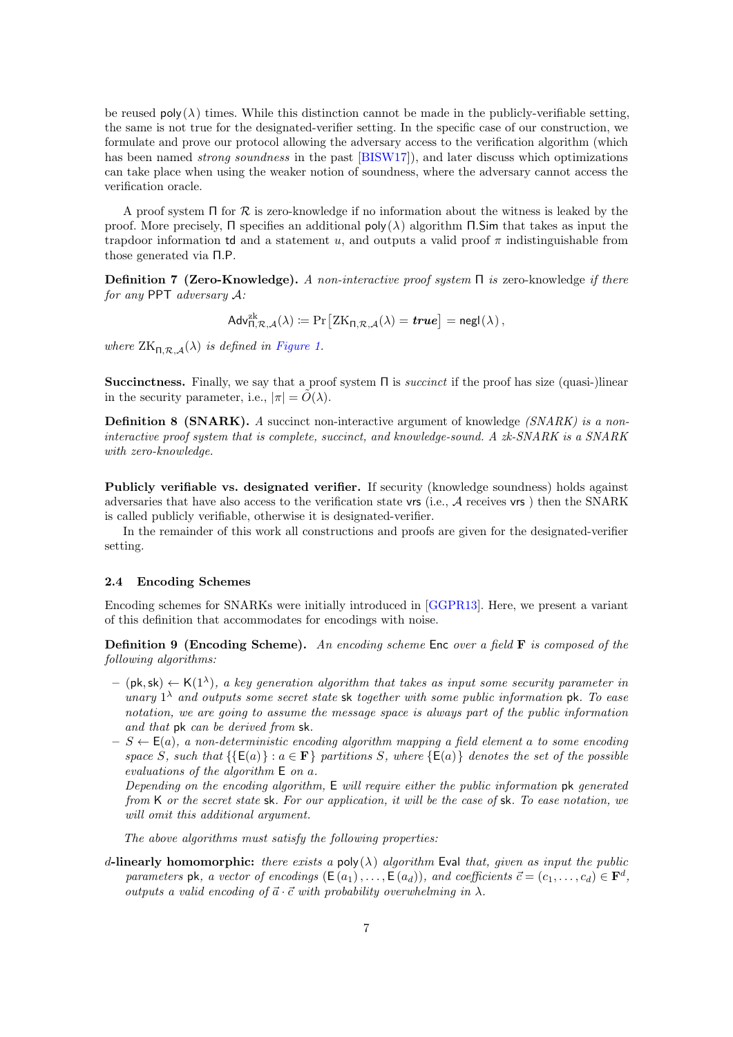be reused $\mathsf{poly}(\lambda)$ times. While this distinction cannot be made in the publicly-verifiable setting, the same is not true for the designated-verifier setting. In the specific case of our construction, we formulate and prove our protocol allowing the adversary access to the verification algorithm (which has been named *strong soundness* in the past [BISW17]), and later discuss which optimizations can take place when using the weaker notion of soundness, where the adversary cannot access the verification oracle.

A proof system $\Pi$ for $\mathcal{R}$ is zero-knowledge if no information about the witness is leaked by the proof. More precisely, $\Pi$ specifies an additional $\mathsf{poly}(\lambda)$ algorithm $\Pi.\mathsf{Sim}$ that takes as input the trapdoor information $\mathsf{td}$ and a statement $u$, and outputs a valid proof $\pi$ indistinguishable from those generated via $\Pi.\mathsf{P}$.

**Definition 7 (Zero-Knowledge).** *A non-interactive proof system $\Pi$ is* zero-knowledge *if there for any* PPT *adversary $\mathcal{A}$:*

$$\mathsf{Adv}^{\mathrm{zk}}_{\Pi,\mathcal{R},\mathcal{A}}(\lambda) \coloneqq \Pr\left[\mathrm{ZK}_{\Pi,\mathcal{R},\mathcal{A}}(\lambda) = \boldsymbol{true}\right] = \mathsf{negl}(\lambda),$$

*where $\mathrm{ZK}_{\Pi,\mathcal{R},\mathcal{A}}(\lambda)$ is defined in Figure 1.*

**Succinctness.** Finally, we say that a proof system $\Pi$ is *succinct* if the proof has size (quasi-)linear in the security parameter, i.e., $|\pi| = \tilde{O}(\lambda)$.

**Definition 8 (SNARK).** *A* succinct non-interactive argument of knowledge *(SNARK) is a non-interactive proof system that is complete, succinct, and knowledge-sound. A zk-SNARK is a SNARK with zero-knowledge.*

**Publicly verifiable vs. designated verifier.** If security (knowledge soundness) holds against adversaries that have also access to the verification state $\mathsf{vrs}$ (i.e., $\mathcal{A}$ receives $\mathsf{vrs}$ ) then the SNARK is called publicly verifiable, otherwise it is designated-verifier.

In the remainder of this work all constructions and proofs are given for the designated-verifier setting.

### 2.4 Encoding Schemes

Encoding schemes for SNARKs were initially introduced in [GGPR13]. Here, we present a variant of this definition that accommodates for encodings with noise.

**Definition 9 (Encoding Scheme).** *An encoding scheme* $\mathsf{Enc}$ *over a field* $\mathbf{F}$ *is composed of the following algorithms:*

- $(\mathsf{pk}, \mathsf{sk}) \leftarrow \mathsf{K}(1^\lambda)$*, a key generation algorithm that takes as input some security parameter in unary* $1^\lambda$ *and outputs some secret state* $\mathsf{sk}$ *together with some public information* $\mathsf{pk}$*. To ease notation, we are going to assume the message space is always part of the public information and that* $\mathsf{pk}$ *can be derived from* $\mathsf{sk}$*.*
- $S \leftarrow \mathsf{E}(a)$*, a non-deterministic encoding algorithm mapping a field element $a$ to some encoding space $S$, such that $\{\{\mathsf{E}(a)\} : a \in \mathbf{F}\}$ partitions $S$, where $\{\mathsf{E}(a)\}$ denotes the set of the possible evaluations of the algorithm* $\mathsf{E}$ *on $a$.*
  *Depending on the encoding algorithm,* $\mathsf{E}$ *will require either the public information* $\mathsf{pk}$ *generated from* $\mathsf{K}$ *or the secret state* $\mathsf{sk}$*. For our application, it will be the case of* $\mathsf{sk}$*. To ease notation, we will omit this additional argument.*

*The above algorithms must satisfy the following properties:*

**$d$-linearly homomorphic:** *there exists a* $\mathsf{poly}(\lambda)$ *algorithm* $\mathsf{Eval}$ *that, given as input the public parameters* $\mathsf{pk}$*, a vector of encodings $(\mathsf{E}(a_1), \ldots, \mathsf{E}(a_d))$, and coefficients $\vec{c} = (c_1, \ldots, c_d) \in \mathbf{F}^d$, outputs a valid encoding of $\vec{a} \cdot \vec{c}$ with probability overwhelming in $\lambda$.*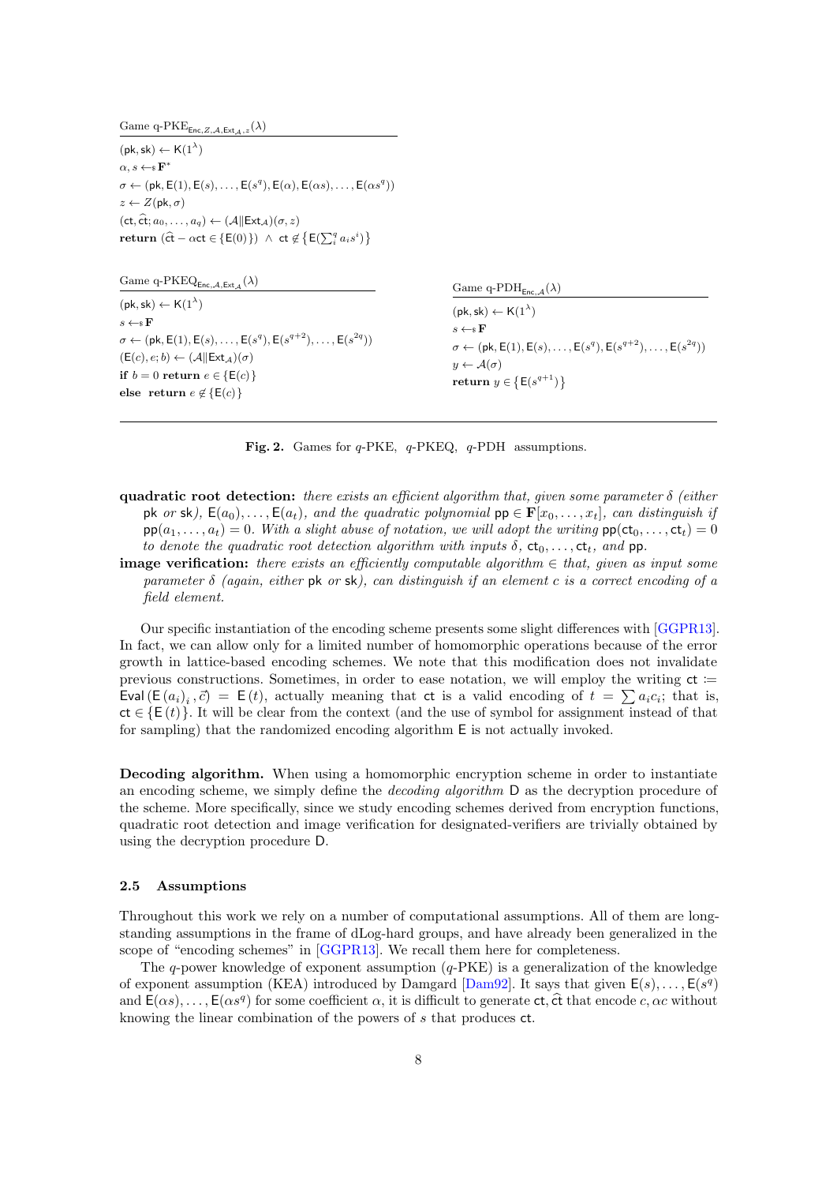Game q-$\text{PKE}_{\mathsf{Enc},Z,\mathcal{A},\mathsf{Ext}_{\mathcal{A}},z}(\lambda)$

$(\mathsf{pk},\mathsf{sk}) \leftarrow \mathsf{K}(1^\lambda)$
$\alpha, s \leftarrow_\$ \mathbf{F}^*$
$\sigma \leftarrow (\mathsf{pk}, \mathsf{E}(1), \mathsf{E}(s), \ldots, \mathsf{E}(s^q), \mathsf{E}(\alpha), \mathsf{E}(\alpha s), \ldots, \mathsf{E}(\alpha s^q))$
$z \leftarrow Z(\mathsf{pk}, \sigma)$
$(\mathsf{ct}, \widehat{\mathsf{ct}}; a_0, \ldots, a_q) \leftarrow (\mathcal{A}\|\mathsf{Ext}_{\mathcal{A}})(\sigma, z)$
**return** $(\widehat{\mathsf{ct}} - \alpha\mathsf{ct} \in \{\mathsf{E}(0)\}) \ \wedge\ \mathsf{ct} \notin \{\mathsf{E}(\sum_i^q a_i s^i)\}$

Game q-$\text{PKEQ}_{\mathsf{Enc},\mathcal{A},\mathsf{Ext}_{\mathcal{A}}}(\lambda)$

$(\mathsf{pk},\mathsf{sk}) \leftarrow \mathsf{K}(1^\lambda)$
$s \leftarrow_\$ \mathbf{F}$
$\sigma \leftarrow (\mathsf{pk}, \mathsf{E}(1), \mathsf{E}(s), \ldots, \mathsf{E}(s^q), \mathsf{E}(s^{q+2}), \ldots, \mathsf{E}(s^{2q}))$
$(\mathsf{E}(c), e; b) \leftarrow (\mathcal{A}\|\mathsf{Ext}_{\mathcal{A}})(\sigma)$
**if** $b = 0$ **return** $e \in \{\mathsf{E}(c)\}$
**else return** $e \notin \{\mathsf{E}(c)\}$

Game q-$\text{PDH}_{\mathsf{Enc},\mathcal{A}}(\lambda)$

$(\mathsf{pk},\mathsf{sk}) \leftarrow \mathsf{K}(1^\lambda)$
$s \leftarrow_\$ \mathbf{F}$
$\sigma \leftarrow (\mathsf{pk}, \mathsf{E}(1), \mathsf{E}(s), \ldots, \mathsf{E}(s^q), \mathsf{E}(s^{q+2}), \ldots, \mathsf{E}(s^{2q}))$
$y \leftarrow \mathcal{A}(\sigma)$
**return** $y \in \{\mathsf{E}(s^{q+1})\}$

**Fig. 2.** Games for $q$-PKE, $q$-PKEQ, $q$-PDH assumptions.

- **quadratic root detection:** *there exists an efficient algorithm that, given some parameter $\delta$ (either* $\mathsf{pk}$ *or* $\mathsf{sk}$*),* $\mathsf{E}(a_0), \ldots, \mathsf{E}(a_t)$*, and the quadratic polynomial* $\mathsf{pp} \in \mathbf{F}[x_0, \ldots, x_t]$*, can distinguish if* $\mathsf{pp}(a_1, \ldots, a_t) = 0$*. With a slight abuse of notation, we will adopt the writing* $\mathsf{pp}(\mathsf{ct}_0, \ldots, \mathsf{ct}_t) = 0$ *to denote the quadratic root detection algorithm with inputs* $\delta$*,* $\mathsf{ct}_0, \ldots, \mathsf{ct}_t$*, and* $\mathsf{pp}$*.*
- **image verification:** *there exists an efficiently computable algorithm* $\in$ *that, given as input some parameter* $\delta$ *(again, either* $\mathsf{pk}$ *or* $\mathsf{sk}$*), can distinguish if an element* $c$ *is a correct encoding of a field element.*

Our specific instantiation of the encoding scheme presents some slight differences with [GGPR13]. In fact, we can allow only for a limited number of homomorphic operations because of the error growth in lattice-based encoding schemes. We note that this modification does not invalidate previous constructions. Sometimes, in order to ease notation, we will employ the writing $\mathsf{ct} \coloneqq \mathsf{Eval}\left(\mathsf{E}\left(a_i\right)_i, \vec{c}\right) = \mathsf{E}\left(t\right)$, actually meaning that $\mathsf{ct}$ is a valid encoding of $t = \sum a_i c_i$; that is, $\mathsf{ct} \in \{\mathsf{E}\left(t\right)\}$. It will be clear from the context (and the use of symbol for assignment instead of that for sampling) that the randomized encoding algorithm $\mathsf{E}$ is not actually invoked.

**Decoding algorithm.** When using a homomorphic encryption scheme in order to instantiate an encoding scheme, we simply define the *decoding algorithm* $\mathsf{D}$ as the decryption procedure of the scheme. More specifically, since we study encoding schemes derived from encryption functions, quadratic root detection and image verification for designated-verifiers are trivially obtained by using the decryption procedure $\mathsf{D}$.

### 2.5 Assumptions

Throughout this work we rely on a number of computational assumptions. All of them are long-standing assumptions in the frame of dLog-hard groups, and have already been generalized in the scope of "encoding schemes" in [GGPR13]. We recall them here for completeness.

The $q$-power knowledge of exponent assumption ($q$-PKE) is a generalization of the knowledge of exponent assumption (KEA) introduced by Damgard [Dam92]. It says that given $\mathsf{E}(s), \ldots, \mathsf{E}(s^q)$ and $\mathsf{E}(\alpha s), \ldots, \mathsf{E}(\alpha s^q)$ for some coefficient $\alpha$, it is difficult to generate $\mathsf{ct}, \widehat{\mathsf{ct}}$ that encode $c, \alpha c$ without knowing the linear combination of the powers of $s$ that produces $\mathsf{ct}$.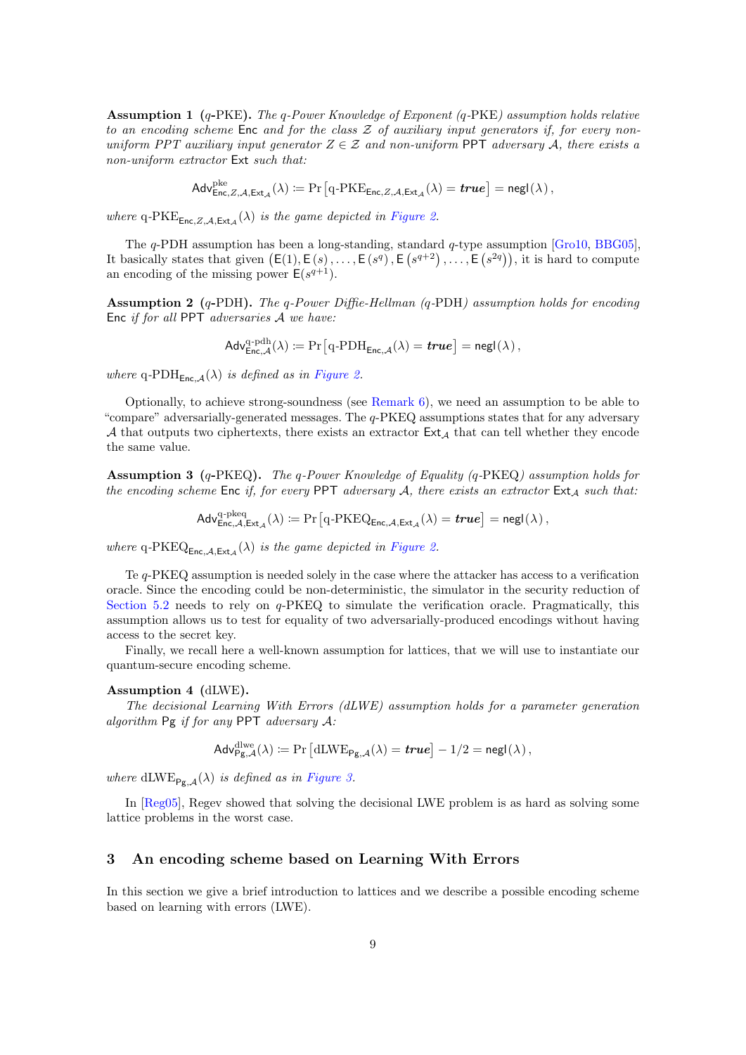**Assumption 1** **(**$q$**-PKE).** *The* $q$*-Power Knowledge of Exponent (*$q$*-PKE) assumption holds relative to an encoding scheme* $\mathsf{Enc}$ *and for the class* $\mathcal{Z}$ *of auxiliary input generators if, for every non-uniform PPT auxiliary input generator* $Z \in \mathcal{Z}$ *and non-uniform* $\mathsf{PPT}$ *adversary* $\mathcal{A}$*, there exists a non-uniform extractor* $\mathsf{Ext}$ *such that:*

$$\mathsf{Adv}^{\mathrm{pke}}_{\mathsf{Enc},Z,\mathcal{A},\mathsf{Ext}_{\mathcal{A}}}(\lambda) := \Pr\left[\text{q-PKE}_{\mathsf{Enc},Z,\mathcal{A},\mathsf{Ext}_{\mathcal{A}}}(\lambda) = \boldsymbol{true}\right] = \mathsf{negl}(\lambda)\,,$$

*where* $\text{q-PKE}_{\mathsf{Enc},Z,\mathcal{A},\mathsf{Ext}_{\mathcal{A}}}(\lambda)$ *is the game depicted in Figure 2.*

The $q$-PDH assumption has been a long-standing, standard $q$-type assumption [Gro10, BBG05], It basically states that given $\left(\mathsf{E}(1), \mathsf{E}\left(s\right), \ldots, \mathsf{E}\left(s^{q}\right), \mathsf{E}\left(s^{q+2}\right), \ldots, \mathsf{E}\left(s^{2q}\right)\right)$, it is hard to compute an encoding of the missing power $\mathsf{E}(s^{q+1})$.

**Assumption 2** **(**$q$**-PDH).** *The* $q$*-Power Diffie-Hellman (*$q$*-PDH) assumption holds for encoding* $\mathsf{Enc}$ *if for all* $\mathsf{PPT}$ *adversaries* $\mathcal{A}$ *we have:*

$$\mathsf{Adv}^{\mathrm{q\text{-}pdh}}_{\mathsf{Enc},\mathcal{A}}(\lambda) := \Pr\left[\text{q-PDH}_{\mathsf{Enc},\mathcal{A}}(\lambda) = \boldsymbol{true}\right] = \mathsf{negl}(\lambda)\,,$$

*where* $\text{q-PDH}_{\mathsf{Enc},\mathcal{A}}(\lambda)$ *is defined as in Figure 2.*

Optionally, to achieve strong-soundness (see Remark 6), we need an assumption to be able to "compare" adversarially-generated messages. The $q$-PKEQ assumptions states that for any adversary $\mathcal{A}$ that outputs two ciphertexts, there exists an extractor $\mathsf{Ext}_{\mathcal{A}}$ that can tell whether they encode the same value.

**Assumption 3** **(**$q$**-PKEQ).** *The* $q$*-Power Knowledge of Equality (*$q$*-PKEQ) assumption holds for the encoding scheme* $\mathsf{Enc}$ *if, for every* $\mathsf{PPT}$ *adversary* $\mathcal{A}$*, there exists an extractor* $\mathsf{Ext}_{\mathcal{A}}$ *such that:*

$$\mathsf{Adv}^{\mathrm{q\text{-}pkeq}}_{\mathsf{Enc},\mathcal{A},\mathsf{Ext}_{\mathcal{A}}}(\lambda) := \Pr\left[\text{q-PKEQ}_{\mathsf{Enc},\mathcal{A},\mathsf{Ext}_{\mathcal{A}}}(\lambda) = \boldsymbol{true}\right] = \mathsf{negl}(\lambda)\,,$$

*where* $\text{q-PKEQ}_{\mathsf{Enc},\mathcal{A},\mathsf{Ext}_{\mathcal{A}}}(\lambda)$ *is the game depicted in Figure 2.*

Te $q$-PKEQ assumption is needed solely in the case where the attacker has access to a verification oracle. Since the encoding could be non-deterministic, the simulator in the security reduction of Section 5.2 needs to rely on $q$-PKEQ to simulate the verification oracle. Pragmatically, this assumption allows us to test for equality of two adversarially-produced encodings without having access to the secret key.

Finally, we recall here a well-known assumption for lattices, that we will use to instantiate our quantum-secure encoding scheme.

**Assumption 4** **(dLWE).**
*The decisional Learning With Errors (dLWE) assumption holds for a parameter generation algorithm* $\mathsf{Pg}$ *if for any* $\mathsf{PPT}$ *adversary* $\mathcal{A}$*:*

$$\mathsf{Adv}^{\mathrm{dlwe}}_{\mathsf{Pg},\mathcal{A}}(\lambda) := \Pr\left[\text{dLWE}_{\mathsf{Pg},\mathcal{A}}(\lambda) = \boldsymbol{true}\right] - 1/2 = \mathsf{negl}(\lambda)\,,$$

*where* $\text{dLWE}_{\mathsf{Pg},\mathcal{A}}(\lambda)$ *is defined as in Figure 3.*

In [Reg05], Regev showed that solving the decisional LWE problem is as hard as solving some lattice problems in the worst case.

## 3 An encoding scheme based on Learning With Errors

In this section we give a brief introduction to lattices and we describe a possible encoding scheme based on learning with errors (LWE).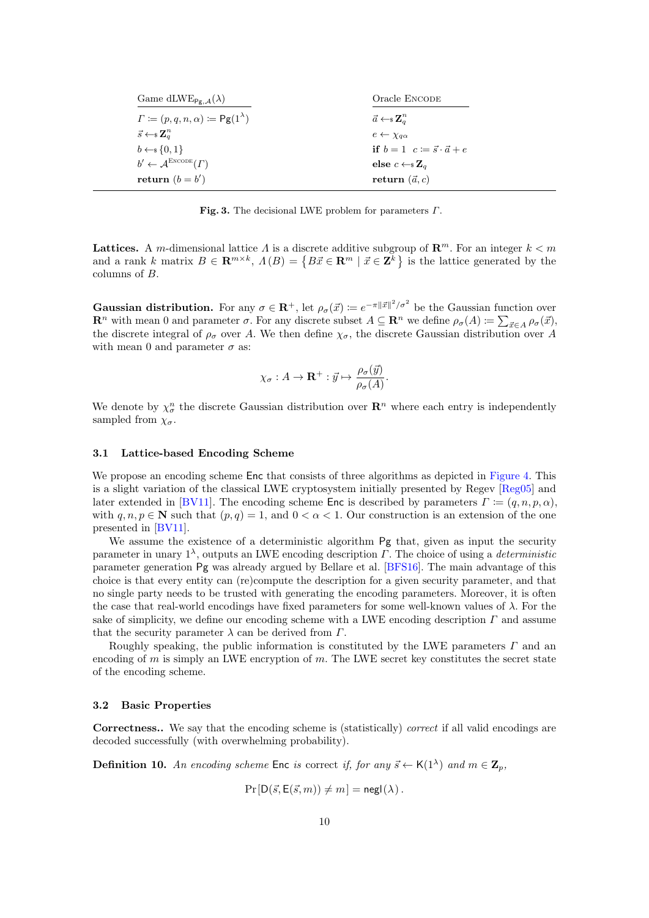| Game $\text{dLWE}_{\mathsf{Pg},\mathcal{A}}(\lambda)$ | Oracle $\textsc{Encode}$ |
|---|---|
| $\Gamma \coloneqq (p, q, n, \alpha) \coloneqq \mathsf{Pg}(1^\lambda)$ | $\vec{a} \leftarrow_\$ \mathbf{Z}_q^n$ |
| $\vec{s} \leftarrow_\$ \mathbf{Z}_q^n$ | $e \leftarrow \chi_{q\alpha}$ |
| $b \leftarrow_\$ \{0,1\}$ | **if** $b = 1$ $\;c \coloneqq \vec{s} \cdot \vec{a} + e$ |
| $b' \leftarrow \mathcal{A}^{\textsc{Encode}}(\Gamma)$ | **else** $c \leftarrow_\$ \mathbf{Z}_q$ |
| **return** $(b = b')$ | **return** $(\vec{a}, c)$ |

**Fig. 3.** The decisional LWE problem for parameters $\Gamma$.

**Lattices.** A $m$-dimensional lattice $\Lambda$ is a discrete additive subgroup of $\mathbf{R}^m$. For an integer $k < m$ and a rank $k$ matrix $B \in \mathbf{R}^{m \times k}$, $\Lambda(B) = \{B\vec{x} \in \mathbf{R}^m \mid \vec{x} \in \mathbf{Z}^k\}$ is the lattice generated by the columns of $B$.

**Gaussian distribution.** For any $\sigma \in \mathbf{R}^+$, let $\rho_\sigma(\vec{x}) \coloneqq e^{-\pi\|\vec{x}\|^2/\sigma^2}$ be the Gaussian function over $\mathbf{R}^n$ with mean 0 and parameter $\sigma$. For any discrete subset $A \subseteq \mathbf{R}^n$ we define $\rho_\sigma(A) \coloneqq \sum_{\vec{x} \in A} \rho_\sigma(\vec{x})$, the discrete integral of $\rho_\sigma$ over $A$. We then define $\chi_\sigma$, the discrete Gaussian distribution over $A$ with mean 0 and parameter $\sigma$ as:

$$\chi_\sigma : A \to \mathbf{R}^+ : \vec{y} \mapsto \frac{\rho_\sigma(\vec{y})}{\rho_\sigma(A)}.$$

We denote by $\chi_\sigma^n$ the discrete Gaussian distribution over $\mathbf{R}^n$ where each entry is independently sampled from $\chi_\sigma$.

### 3.1 Lattice-based Encoding Scheme

We propose an encoding scheme $\mathsf{Enc}$ that consists of three algorithms as depicted in Figure 4. This is a slight variation of the classical LWE cryptosystem initially presented by Regev [Reg05] and later extended in [BV11]. The encoding scheme $\mathsf{Enc}$ is described by parameters $\Gamma \coloneqq (q, n, p, \alpha)$, with $q, n, p \in \mathbf{N}$ such that $(p, q) = 1$, and $0 < \alpha < 1$. Our construction is an extension of the one presented in [BV11].

We assume the existence of a deterministic algorithm $\mathsf{Pg}$ that, given as input the security parameter in unary $1^\lambda$, outputs an LWE encoding description $\Gamma$. The choice of using a *deterministic* parameter generation $\mathsf{Pg}$ was already argued by Bellare et al. [BFS16]. The main advantage of this choice is that every entity can (re)compute the description for a given security parameter, and that no single party needs to be trusted with generating the encoding parameters. Moreover, it is often the case that real-world encodings have fixed parameters for some well-known values of $\lambda$. For the sake of simplicity, we define our encoding scheme with a LWE encoding description $\Gamma$ and assume that the security parameter $\lambda$ can be derived from $\Gamma$.

Roughly speaking, the public information is constituted by the LWE parameters $\Gamma$ and an encoding of $m$ is simply an LWE encryption of $m$. The LWE secret key constitutes the secret state of the encoding scheme.

### 3.2 Basic Properties

**Correctness..** We say that the encoding scheme is (statistically) *correct* if all valid encodings are decoded successfully (with overwhelming probability).

**Definition 10.** *An encoding scheme* $\mathsf{Enc}$ *is* correct *if, for any* $\vec{s} \leftarrow \mathsf{K}(1^\lambda)$ *and* $m \in \mathbf{Z}_p$,

$$\Pr[\mathsf{D}(\vec{s}, \mathsf{E}(\vec{s}, m)) \neq m] = \mathsf{negl}(\lambda)\,.$$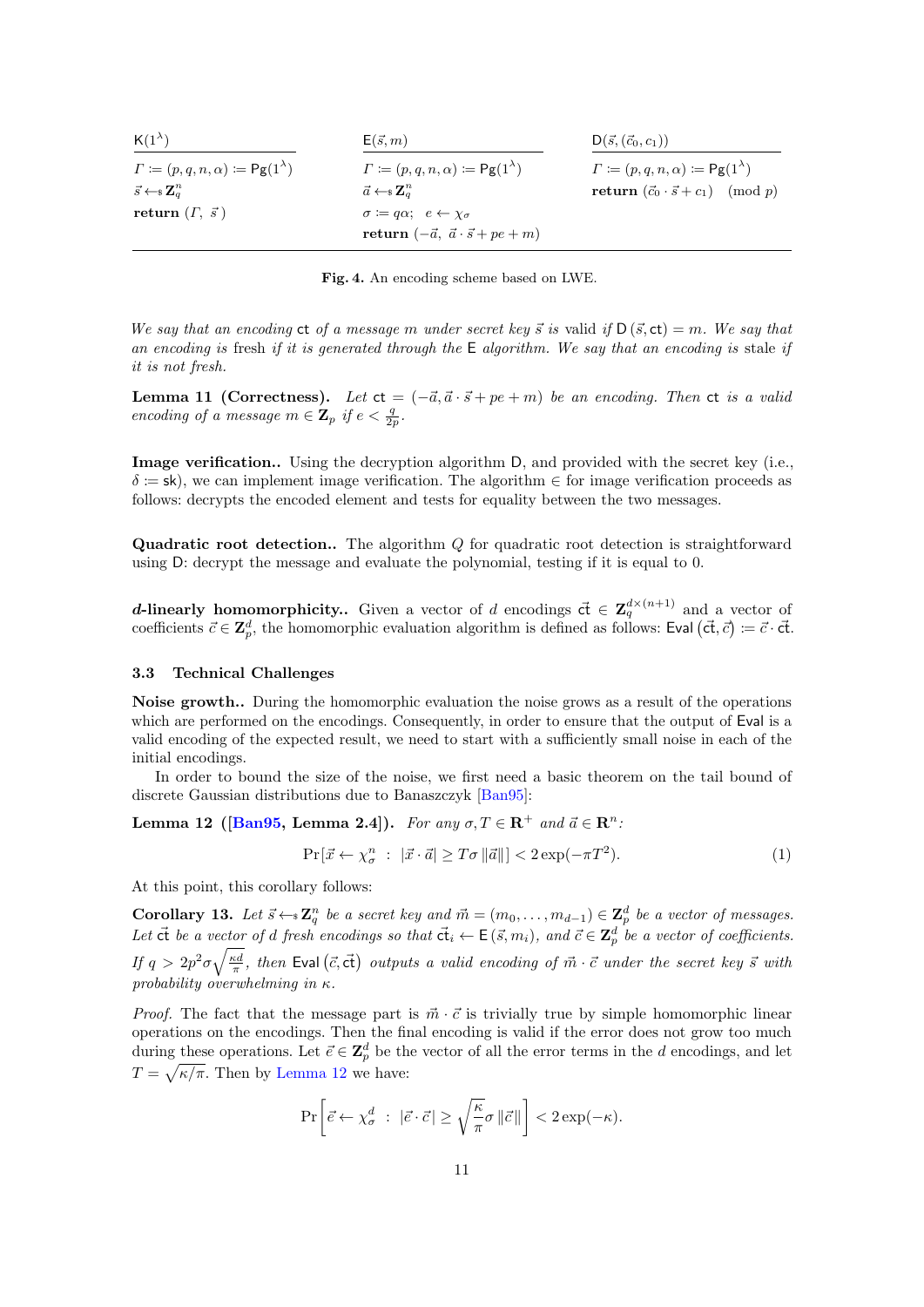| $\mathsf{K}(1^\lambda)$ | $\mathsf{E}(\vec{s}, m)$ | $\mathsf{D}(\vec{s}, (\vec{c}_0, c_1))$ |
|---|---|---|
| $\mathit{\Gamma} := (p, q, n, \alpha) := \mathsf{Pg}(1^\lambda)$ | $\mathit{\Gamma} := (p, q, n, \alpha) := \mathsf{Pg}(1^\lambda)$ | $\mathit{\Gamma} := (p, q, n, \alpha) := \mathsf{Pg}(1^\lambda)$ |
| $\vec{s} \leftarrow\!\!\$\ \mathbf{Z}_q^n$ | $\vec{a} \leftarrow\!\!\$\ \mathbf{Z}_q^n$ | **return** $(\vec{c}_0 \cdot \vec{s} + c_1) \pmod{p}$ |
| **return** $(\mathit{\Gamma},\ \vec{s}\ )$ | $\sigma := q\alpha;\quad e \leftarrow \chi_\sigma$ | |
| | **return** $(-\vec{a},\ \vec{a} \cdot \vec{s} + pe + m)$ | |

**Fig. 4.** An encoding scheme based on LWE.

*We say that an encoding* $\mathsf{ct}$ *of a message* $m$ *under secret key* $\vec{s}$ *is* valid *if* $\mathsf{D}(\vec{s}, \mathsf{ct}) = m$*. We say that an encoding is* fresh *if it is generated through the* $\mathsf{E}$ *algorithm. We say that an encoding is* stale *if it is not fresh.*

**Lemma 11 (Correctness).** *Let* $\mathsf{ct} = (-\vec{a}, \vec{a} \cdot \vec{s} + pe + m)$ *be an encoding. Then* $\mathsf{ct}$ *is a valid encoding of a message* $m \in \mathbf{Z}_p$ *if* $e < \frac{q}{2p}$*.*

**Image verification..** Using the decryption algorithm $\mathsf{D}$, and provided with the secret key (i.e., $\delta := \mathsf{sk}$), we can implement image verification. The algorithm $\in$ for image verification proceeds as follows: decrypts the encoded element and tests for equality between the two messages.

**Quadratic root detection..** The algorithm $Q$ for quadratic root detection is straightforward using $\mathsf{D}$: decrypt the message and evaluate the polynomial, testing if it is equal to 0.

***d*-linearly homomorphicity..** Given a vector of $d$ encodings $\vec{\mathsf{ct}} \in \mathbf{Z}_q^{d \times (n+1)}$ and a vector of coefficients $\vec{c} \in \mathbf{Z}_p^d$, the homomorphic evaluation algorithm is defined as follows: $\mathsf{Eval}\left(\vec{\mathsf{ct}}, \vec{c}\right) := \vec{c} \cdot \vec{\mathsf{ct}}$.

### 3.3 Technical Challenges

**Noise growth..** During the homomorphic evaluation the noise grows as a result of the operations which are performed on the encodings. Consequently, in order to ensure that the output of $\mathsf{Eval}$ is a valid encoding of the expected result, we need to start with a sufficiently small noise in each of the initial encodings.

In order to bound the size of the noise, we first need a basic theorem on the tail bound of discrete Gaussian distributions due to Banaszczyk [Ban95]:

**Lemma 12 ([Ban95, Lemma 2.4]).** *For any* $\sigma, T \in \mathbf{R}^+$ *and* $\vec{a} \in \mathbf{R}^n$*:*

$$\Pr[\vec{x} \leftarrow \chi_\sigma^n \ :\ |\vec{x} \cdot \vec{a}| \geq T\sigma \left\|\vec{a}\right\|] < 2\exp(-\pi T^2). \tag{1}$$

At this point, this corollary follows:

**Corollary 13.** *Let* $\vec{s} \leftarrow\!\!\$\ \mathbf{Z}_q^n$ *be a secret key and* $\vec{m} = (m_0, \ldots, m_{d-1}) \in \mathbf{Z}_p^d$ *be a vector of messages. Let* $\vec{\mathsf{ct}}$ *be a vector of* $d$ *fresh encodings so that* $\vec{\mathsf{ct}}_i \leftarrow \mathsf{E}(\vec{s}, m_i)$*, and* $\vec{c} \in \mathbf{Z}_p^d$ *be a vector of coefficients. If* $q > 2p^2\sigma\sqrt{\frac{\kappa d}{\pi}}$*, then* $\mathsf{Eval}\left(\vec{c}, \vec{\mathsf{ct}}\right)$ *outputs a valid encoding of* $\vec{m} \cdot \vec{c}$ *under the secret key* $\vec{s}$ *with probability overwhelming in* $\kappa$*.*

*Proof.* The fact that the message part is $\vec{m} \cdot \vec{c}$ is trivially true by simple homomorphic linear operations on the encodings. Then the final encoding is valid if the error does not grow too much during these operations. Let $\vec{e} \in \mathbf{Z}_p^d$ be the vector of all the error terms in the $d$ encodings, and let $T = \sqrt{\kappa/\pi}$. Then by Lemma 12 we have:

$$\Pr\left[\vec{e} \leftarrow \chi_\sigma^d \ :\ |\vec{e} \cdot \vec{c}| \geq \sqrt{\frac{\kappa}{\pi}}\sigma \left\|\vec{c}\right\|\right] < 2\exp(-\kappa).$$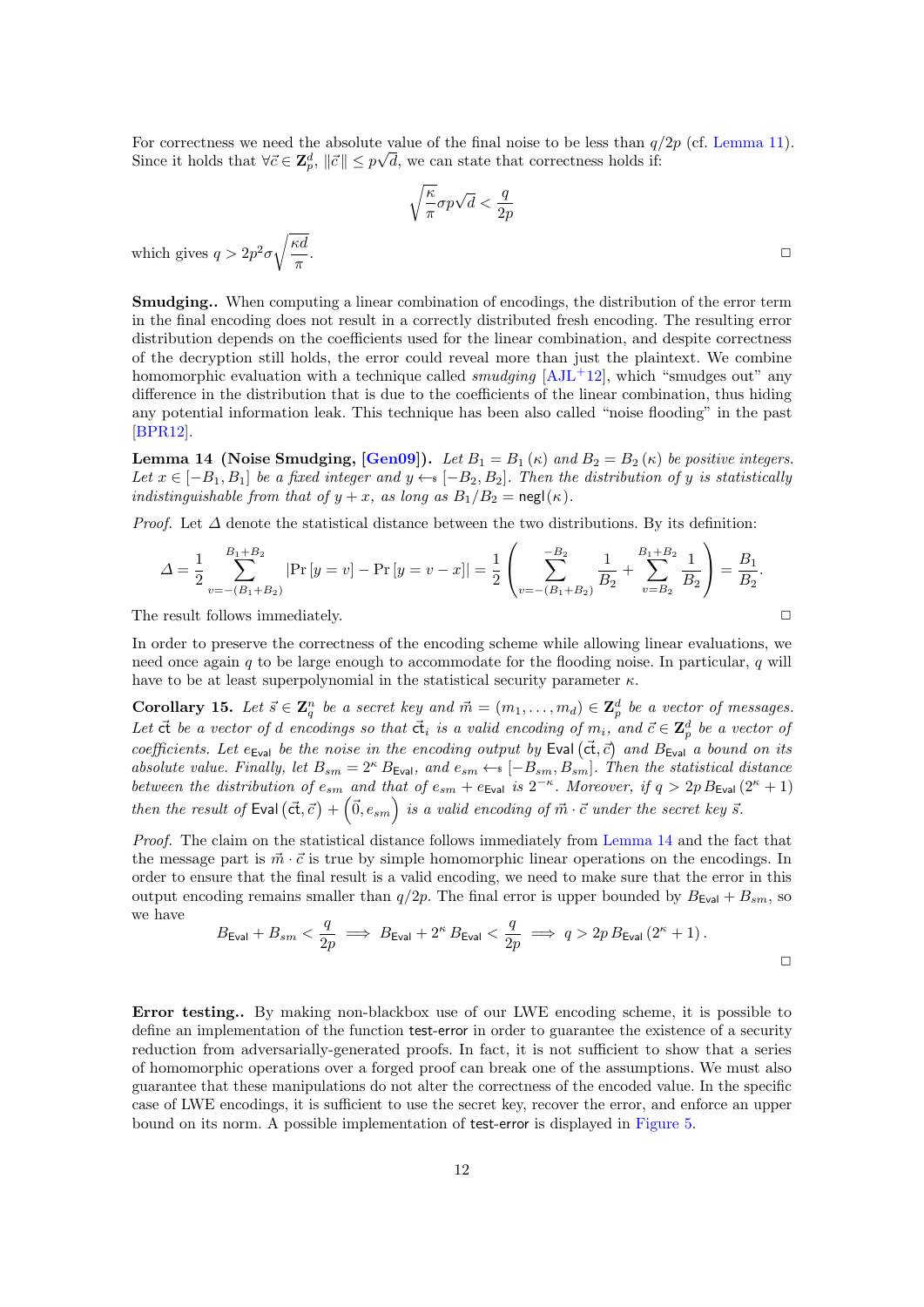For correctness we need the absolute value of the final noise to be less than $q/2p$ (cf. Lemma 11). Since it holds that $\forall \vec{c} \in \mathbf{Z}_p^d$, $\|\vec{c}\| \leq p\sqrt{d}$, we can state that correctness holds if:

$$\sqrt{\frac{\kappa}{\pi}}\sigma p \sqrt{d} < \frac{q}{2p}$$

which gives $q > 2p^2\sigma\sqrt{\frac{\kappa d}{\pi}}$. □

**Smudging..** When computing a linear combination of encodings, the distribution of the error term in the final encoding does not result in a correctly distributed fresh encoding. The resulting error distribution depends on the coefficients used for the linear combination, and despite correctness of the decryption still holds, the error could reveal more than just the plaintext. We combine homomorphic evaluation with a technique called *smudging* [AJL+12], which "smudges out" any difference in the distribution that is due to the coefficients of the linear combination, thus hiding any potential information leak. This technique has been also called "noise flooding" in the past [BPR12].

**Lemma 14 (Noise Smudging, [Gen09]).** *Let $B_1 = B_1(\kappa)$ and $B_2 = B_2(\kappa)$ be positive integers. Let $x \in [-B_1, B_1]$ be a fixed integer and $y \leftarrow_\$ [-B_2, B_2]$. Then the distribution of $y$ is statistically indistinguishable from that of $y + x$, as long as $B_1/B_2 = \mathsf{negl}(\kappa)$.*

*Proof.* Let $\Delta$ denote the statistical distance between the two distributions. By its definition:

$$\Delta = \frac{1}{2}\sum_{v=-(B_1+B_2)}^{B_1+B_2} \left|\Pr[y = v] - \Pr[y = v - x]\right| = \frac{1}{2}\left(\sum_{v=-(B_1+B_2)}^{-B_2}\frac{1}{B_2} + \sum_{v=B_2}^{B_1+B_2}\frac{1}{B_2}\right) = \frac{B_1}{B_2}.$$

The result follows immediately. □

In order to preserve the correctness of the encoding scheme while allowing linear evaluations, we need once again $q$ to be large enough to accommodate for the flooding noise. In particular, $q$ will have to be at least superpolynomial in the statistical security parameter $\kappa$.

**Corollary 15.** *Let $\vec{s} \in \mathbf{Z}_q^n$ be a secret key and $\vec{m} = (m_1, \ldots, m_d) \in \mathbf{Z}_p^d$ be a vector of messages. Let $\vec{\mathsf{ct}}$ be a vector of $d$ encodings so that $\vec{\mathsf{ct}}_i$ is a valid encoding of $m_i$, and $\vec{c} \in \mathbf{Z}_p^d$ be a vector of coefficients. Let $e_{\mathsf{Eval}}$ be the noise in the encoding output by $\mathsf{Eval}(\vec{\mathsf{ct}}, \vec{c})$ and $B_{\mathsf{Eval}}$ a bound on its absolute value. Finally, let $B_{sm} = 2^\kappa B_{\mathsf{Eval}}$, and $e_{sm} \leftarrow_\$ [-B_{sm}, B_{sm}]$. Then the statistical distance between the distribution of $e_{sm}$ and that of $e_{sm} + e_{\mathsf{Eval}}$ is $2^{-\kappa}$. Moreover, if $q > 2p\,B_{\mathsf{Eval}}(2^\kappa + 1)$ then the result of $\mathsf{Eval}(\vec{\mathsf{ct}}, \vec{c}) + \left(\vec{0}, e_{sm}\right)$ is a valid encoding of $\vec{m} \cdot \vec{c}$ under the secret key $\vec{s}$.*

*Proof.* The claim on the statistical distance follows immediately from Lemma 14 and the fact that the message part is $\vec{m} \cdot \vec{c}$ is true by simple homomorphic linear operations on the encodings. In order to ensure that the final result is a valid encoding, we need to make sure that the error in this output encoding remains smaller than $q/2p$. The final error is upper bounded by $B_{\mathsf{Eval}} + B_{sm}$, so we have

$$B_{\mathsf{Eval}} + B_{sm} < \frac{q}{2p} \implies B_{\mathsf{Eval}} + 2^\kappa B_{\mathsf{Eval}} < \frac{q}{2p} \implies q > 2p\,B_{\mathsf{Eval}}(2^\kappa + 1).$$

□

**Error testing..** By making non-blackbox use of our LWE encoding scheme, it is possible to define an implementation of the function test-error in order to guarantee the existence of a security reduction from adversarially-generated proofs. In fact, it is not sufficient to show that a series of homomorphic operations over a forged proof can break one of the assumptions. We must also guarantee that these manipulations do not alter the correctness of the encoded value. In the specific case of LWE encodings, it is sufficient to use the secret key, recover the error, and enforce an upper bound on its norm. A possible implementation of test-error is displayed in Figure 5.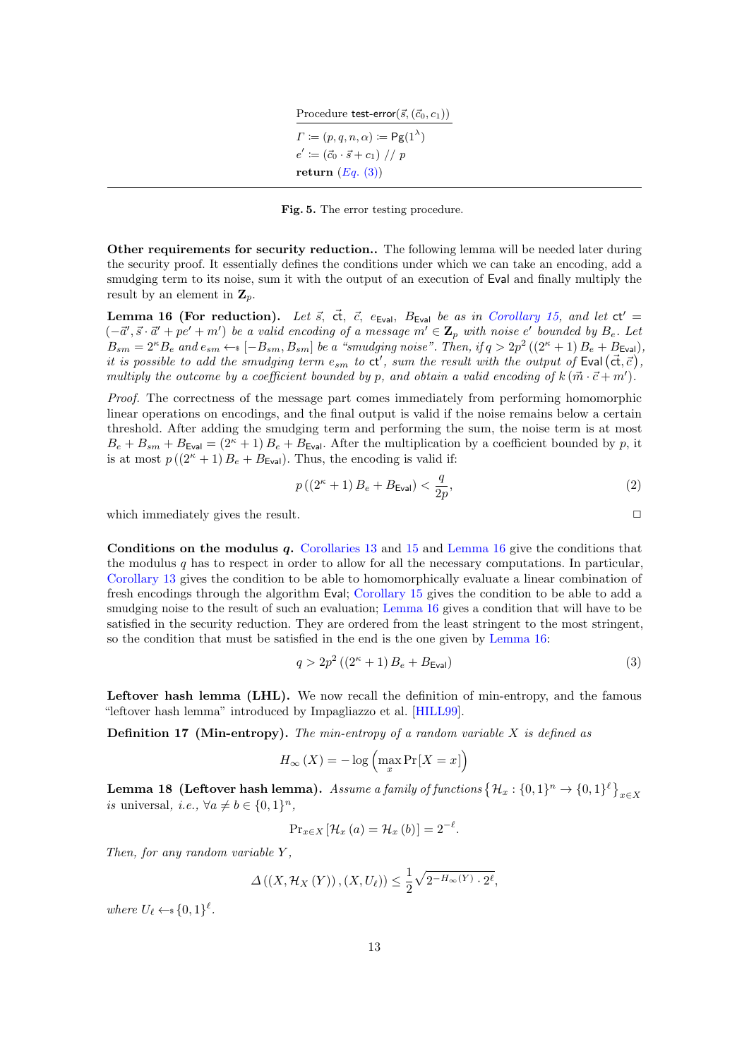Procedure $\mathsf{test\text{-}error}(\vec{s}, (\vec{c}_0, c_1))$

$\Gamma \coloneqq (p, q, n, \alpha) \coloneqq \mathsf{Pg}(1^\lambda)$
$e' \coloneqq (\vec{c}_0 \cdot \vec{s} + c_1) \mathbin{//} p$
**return** (*Eq.* (3))

**Fig. 5.** The error testing procedure.

**Other requirements for security reduction..** The following lemma will be needed later during the security proof. It essentially defines the conditions under which we can take an encoding, add a smudging term to its noise, sum it with the output of an execution of Eval and finally multiply the result by an element in $\mathbf{Z}_p$.

**Lemma 16 (For reduction).** *Let $\vec{s}$, $\vec{\mathsf{ct}}$, $\vec{c}$, $e_{\mathsf{Eval}}$, $B_{\mathsf{Eval}}$ be as in Corollary 15, and let $\mathsf{ct}' = (-\vec{a}', \vec{s} \cdot \vec{a}' + pe' + m')$ be a valid encoding of a message $m' \in \mathbf{Z}_p$ with noise $e'$ bounded by $B_e$. Let $B_{sm} = 2^\kappa B_e$ and $e_{sm} \leftarrow\!\!\$\, [-B_{sm}, B_{sm}]$ be a "smudging noise". Then, if $q > 2p^2 \left(\left(2^\kappa + 1\right) B_e + B_{\mathsf{Eval}}\right)$, it is possible to add the smudging term $e_{sm}$ to $\mathsf{ct}'$, sum the result with the output of $\mathsf{Eval}\left(\vec{\mathsf{ct}}, \vec{c}\right)$, multiply the outcome by a coefficient bounded by $p$, and obtain a valid encoding of $k \left(\vec{m} \cdot \vec{c} + m'\right)$.*

*Proof.* The correctness of the message part comes immediately from performing homomorphic linear operations on encodings, and the final output is valid if the noise remains below a certain threshold. After adding the smudging term and performing the sum, the noise term is at most $B_e + B_{sm} + B_{\mathsf{Eval}} = \left(2^\kappa + 1\right) B_e + B_{\mathsf{Eval}}$. After the multiplication by a coefficient bounded by $p$, it is at most $p \left(\left(2^\kappa + 1\right) B_e + B_{\mathsf{Eval}}\right)$. Thus, the encoding is valid if:

$$p \left(\left(2^\kappa + 1\right) B_e + B_{\mathsf{Eval}}\right) < \frac{q}{2p}, \tag{2}$$

which immediately gives the result. $\square$

**Conditions on the modulus $q$.** Corollaries 13 and 15 and Lemma 16 give the conditions that the modulus $q$ has to respect in order to allow for all the necessary computations. In particular, Corollary 13 gives the condition to be able to homomorphically evaluate a linear combination of fresh encodings through the algorithm Eval; Corollary 15 gives the condition to be able to add a smudging noise to the result of such an evaluation; Lemma 16 gives a condition that will have to be satisfied in the security reduction. They are ordered from the least stringent to the most stringent, so the condition that must be satisfied in the end is the one given by Lemma 16:

$$q > 2p^2 \left(\left(2^\kappa + 1\right) B_e + B_{\mathsf{Eval}}\right) \tag{3}$$

**Leftover hash lemma (LHL).** We now recall the definition of min-entropy, and the famous "leftover hash lemma" introduced by Impagliazzo et al. [HILL99].

**Definition 17 (Min-entropy).** *The min-entropy of a random variable $X$ is defined as*

$$H_\infty\left(X\right) = -\log\left(\max_x \Pr\left[X = x\right]\right)$$

**Lemma 18 (Leftover hash lemma).** *Assume a family of functions $\left\{\mathcal{H}_x : \{0,1\}^n \to \{0,1\}^\ell\right\}_{x \in X}$ is universal, i.e., $\forall a \neq b \in \{0,1\}^n$,*

$$\Pr_{x \in X}\left[\mathcal{H}_x\left(a\right) = \mathcal{H}_x\left(b\right)\right] = 2^{-\ell}.$$

*Then, for any random variable $Y$,*

$$\Delta\left(\left(X, \mathcal{H}_X\left(Y\right)\right), \left(X, U_\ell\right)\right) \le \frac{1}{2}\sqrt{2^{-H_\infty(Y)} \cdot 2^\ell},$$

*where $U_\ell \leftarrow\!\!\$\, \{0,1\}^\ell$.*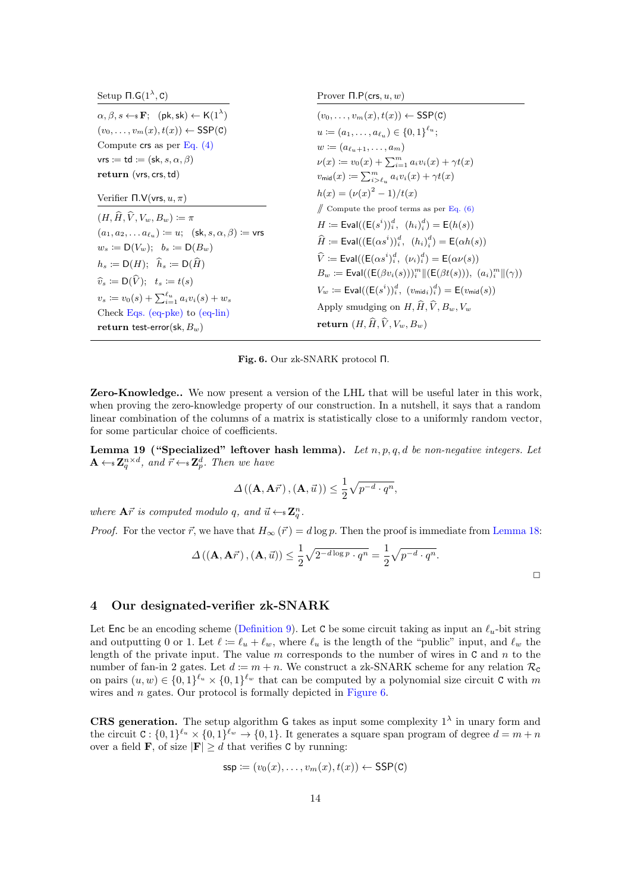**Setup $\Pi.\mathsf{G}(1^\lambda, \mathsf{C})$**

$\alpha, \beta, s \leftarrow\!\!\$\ \mathbf{F}$; $(\mathsf{pk}, \mathsf{sk}) \leftarrow \mathsf{K}(1^\lambda)$
$(v_0, \ldots, v_m(x), t(x)) \leftarrow \mathsf{SSP}(\mathsf{C})$
Compute $\mathsf{crs}$ as per Eq. (4)
$\mathsf{vrs} := \mathsf{td} := (\mathsf{sk}, s, \alpha, \beta)$
**return** $(\mathsf{vrs}, \mathsf{crs}, \mathsf{td})$

**Verifier $\Pi.\mathsf{V}(\mathsf{vrs}, u, \pi)$**

$(H, \widehat{H}, \widehat{V}, V_w, B_w) := \pi$
$(a_1, a_2, \ldots a_{\ell_u}) := u$; $(\mathsf{sk}, s, \alpha, \beta) := \mathsf{vrs}$
$w_s := \mathsf{D}(V_w)$; $b_s := \mathsf{D}(B_w)$
$h_s := \mathsf{D}(H)$; $\widehat{h}_s := \mathsf{D}(\widehat{H})$
$\widehat{v}_s := \mathsf{D}(\widehat{V})$; $t_s := t(s)$
$v_s := v_0(s) + \sum_{i=1}^{\ell_u} a_i v_i(s) + w_s$
Check Eqs. (eq-pke) to (eq-lin)
**return** $\mathsf{test\text{-}error}(\mathsf{sk}, B_w)$

**Prover $\Pi.\mathsf{P}(\mathsf{crs}, u, w)$**

$(v_0, \ldots, v_m(x), t(x)) \leftarrow \mathsf{SSP}(\mathsf{C})$
$u := (a_1, \ldots, a_{\ell_u}) \in \{0,1\}^{\ell_u}$;
$w := (a_{\ell_u+1}, \ldots, a_m)$
$\nu(x) := v_0(x) + \sum_{i=1}^m a_i v_i(x) + \gamma t(x)$
$v_{\mathsf{mid}}(x) := \sum_{i>\ell_u}^m a_i v_i(x) + \gamma t(x)$
$h(x) = (\nu(x)^2 - 1)/t(x)$
// Compute the proof terms as per Eq. (6)
$H := \mathsf{Eval}((\mathsf{E}(s^i))_i^d,\ (h_i)_i^d) = \mathsf{E}(h(s))$
$\widehat{H} := \mathsf{Eval}((\mathsf{E}(\alpha s^i))_i^d,\ (h_i)_i^d) = \mathsf{E}(\alpha h(s))$
$\widehat{V} := \mathsf{Eval}((\mathsf{E}(\alpha s^i))_i^d,\ (\nu_i)_i^d) = \mathsf{E}(\alpha \nu(s))$
$B_w := \mathsf{Eval}((\mathsf{E}(\beta v_i(s)))_i^m \| (\mathsf{E}(\beta t(s))),\ (a_i)_i^m \| (\gamma))$
$V_w := \mathsf{Eval}((\mathsf{E}(s^i))_i^d,\ (v_{\mathsf{mid}i})_i^d) = \mathsf{E}(v_{\mathsf{mid}}(s))$
Apply smudging on $H, \widehat{H}, \widehat{V}, B_w, V_w$
**return** $(H, \widehat{H}, \widehat{V}, V_w, B_w)$

**Fig. 6.** Our zk-SNARK protocol $\Pi$.

**Zero-Knowledge..** We now present a version of the LHL that will be useful later in this work, when proving the zero-knowledge property of our construction. In a nutshell, it says that a random linear combination of the columns of a matrix is statistically close to a uniformly random vector, for some particular choice of coefficients.

**Lemma 19 ("Specialized" leftover hash lemma).** *Let $n, p, q, d$ be non-negative integers. Let $\mathbf{A} \leftarrow\!\!\$\ \mathbf{Z}_q^{n\times d}$, and $\vec{r} \leftarrow\!\!\$\ \mathbf{Z}_p^d$. Then we have*

$$\Delta\left((\mathbf{A}, \mathbf{A}\vec{r}), (\mathbf{A}, \vec{u})\right) \leq \frac{1}{2}\sqrt{p^{-d}\cdot q^n},$$

*where $\mathbf{A}\vec{r}$ is computed modulo $q$, and $\vec{u} \leftarrow\!\!\$\ \mathbf{Z}_q^n$.*

*Proof.* For the vector $\vec{r}$, we have that $H_\infty(\vec{r}) = d\log p$. Then the proof is immediate from Lemma 18:

$$\Delta\left((\mathbf{A}, \mathbf{A}\vec{r}), (\mathbf{A}, \vec{u})\right) \leq \frac{1}{2}\sqrt{2^{-d\log p}\cdot q^n} = \frac{1}{2}\sqrt{p^{-d}\cdot q^n}.$$

□

## 4 Our designated-verifier zk-SNARK

Let $\mathsf{Enc}$ be an encoding scheme (Definition 9). Let $\mathsf{C}$ be some circuit taking as input an $\ell_u$-bit string and outputting 0 or 1. Let $\ell := \ell_u + \ell_w$, where $\ell_u$ is the length of the "public" input, and $\ell_w$ the length of the private input. The value $m$ corresponds to the number of wires in $\mathsf{C}$ and $n$ to the number of fan-in 2 gates. Let $d := m + n$. We construct a zk-SNARK scheme for any relation $\mathcal{R}_\mathsf{C}$ on pairs $(u, w) \in \{0,1\}^{\ell_u} \times \{0,1\}^{\ell_w}$ that can be computed by a polynomial size circuit $\mathsf{C}$ with $m$ wires and $n$ gates. Our protocol is formally depicted in Figure 6.

**CRS generation.** The setup algorithm $\mathsf{G}$ takes as input some complexity $1^\lambda$ in unary form and the circuit $\mathsf{C} : \{0,1\}^{\ell_u} \times \{0,1\}^{\ell_w} \to \{0,1\}$. It generates a square span program of degree $d = m + n$ over a field $\mathbf{F}$, of size $|\mathbf{F}| \geq d$ that verifies $\mathsf{C}$ by running:

$$\mathsf{ssp} := (v_0(x), \ldots, v_m(x), t(x)) \leftarrow \mathsf{SSP}(\mathsf{C})$$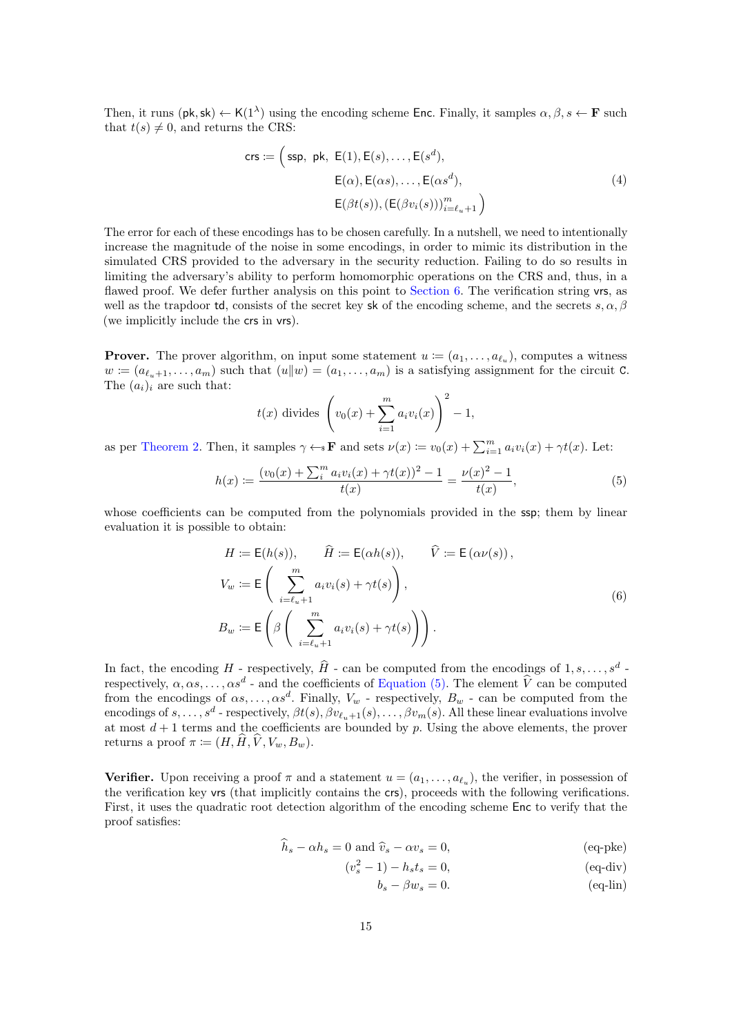Then, it runs $(\mathsf{pk}, \mathsf{sk}) \leftarrow \mathsf{K}(1^\lambda)$ using the encoding scheme $\mathsf{Enc}$. Finally, it samples $\alpha, \beta, s \leftarrow \mathbf{F}$ such that $t(s) \neq 0$, and returns the CRS:

$$
\begin{aligned}
\mathsf{crs} := \Big(\, \mathsf{ssp},\ \mathsf{pk},\ & \mathsf{E}(1), \mathsf{E}(s), \ldots, \mathsf{E}(s^d), \\
& \mathsf{E}(\alpha), \mathsf{E}(\alpha s), \ldots, \mathsf{E}(\alpha s^d), \\
& \mathsf{E}(\beta t(s)), (\mathsf{E}(\beta v_i(s)))_{i=\ell_u+1}^m \Big)
\end{aligned}
\tag{4}
$$

The error for each of these encodings has to be chosen carefully. In a nutshell, we need to intentionally increase the magnitude of the noise in some encodings, in order to mimic its distribution in the simulated CRS provided to the adversary in the security reduction. Failing to do so results in limiting the adversary's ability to perform homomorphic operations on the CRS and, thus, in a flawed proof. We defer further analysis on this point to Section 6. The verification string $\mathsf{vrs}$, as well as the trapdoor $\mathsf{td}$, consists of the secret key $\mathsf{sk}$ of the encoding scheme, and the secrets $s, \alpha, \beta$ (we implicitly include the $\mathsf{crs}$ in $\mathsf{vrs}$).

**Prover.** The prover algorithm, on input some statement $u := (a_1, \ldots, a_{\ell_u})$, computes a witness $w := (a_{\ell_u+1}, \ldots, a_m)$ such that $(u \| w) = (a_1, \ldots, a_m)$ is a satisfying assignment for the circuit $\mathsf{C}$. The $(a_i)_i$ are such that:

$$
t(x) \text{ divides } \left( v_0(x) + \sum_{i=1}^{m} a_i v_i(x) \right)^2 - 1,
$$

as per Theorem 2. Then, it samples $\gamma \leftarrow\!\!\$\, \mathbf{F}$ and sets $\nu(x) := v_0(x) + \sum_{i=1}^m a_i v_i(x) + \gamma t(x)$. Let:

$$
h(x) := \frac{(v_0(x) + \sum_i^m a_i v_i(x) + \gamma t(x))^2 - 1}{t(x)} = \frac{\nu(x)^2 - 1}{t(x)},
\tag{5}
$$

whose coefficients can be computed from the polynomials provided in the $\mathsf{ssp}$; them by linear evaluation it is possible to obtain:

$$
\begin{aligned}
& H := \mathsf{E}(h(s)), \qquad \widehat{H} := \mathsf{E}(\alpha h(s)), \qquad \widehat{V} := \mathsf{E}\left(\alpha \nu(s)\right), \\
& V_w := \mathsf{E}\left( \sum_{i=\ell_u+1}^{m} a_i v_i(s) + \gamma t(s) \right), \\
& B_w := \mathsf{E}\left( \beta \left( \sum_{i=\ell_u+1}^{m} a_i v_i(s) + \gamma t(s) \right) \right).
\end{aligned}
\tag{6}
$$

In fact, the encoding $H$ - respectively, $\widehat{H}$ - can be computed from the encodings of $1, s, \ldots, s^d$ - respectively, $\alpha, \alpha s, \ldots, \alpha s^d$ - and the coefficients of Equation (5). The element $\widehat{V}$ can be computed from the encodings of $\alpha s, \ldots, \alpha s^d$. Finally, $V_w$ - respectively, $B_w$ - can be computed from the encodings of $s, \ldots, s^d$ - respectively, $\beta t(s), \beta v_{\ell_u+1}(s), \ldots, \beta v_m(s)$. All these linear evaluations involve at most $d+1$ terms and the coefficients are bounded by $p$. Using the above elements, the prover returns a proof $\pi := (H, \widehat{H}, \widehat{V}, V_w, B_w)$.

**Verifier.** Upon receiving a proof $\pi$ and a statement $u = (a_1, \ldots, a_{\ell_u})$, the verifier, in possession of the verification key $\mathsf{vrs}$ (that implicitly contains the $\mathsf{crs}$), proceeds with the following verifications. First, it uses the quadratic root detection algorithm of the encoding scheme $\mathsf{Enc}$ to verify that the proof satisfies:

$$
\widehat{h}_s - \alpha h_s = 0 \text{ and } \widehat{v}_s - \alpha v_s = 0, \tag{eq-pke}
$$

$$
(v_s^2 - 1) - h_s t_s = 0, \tag{eq-div}
$$

$$
b_s - \beta w_s = 0. \tag{eq-lin}
$$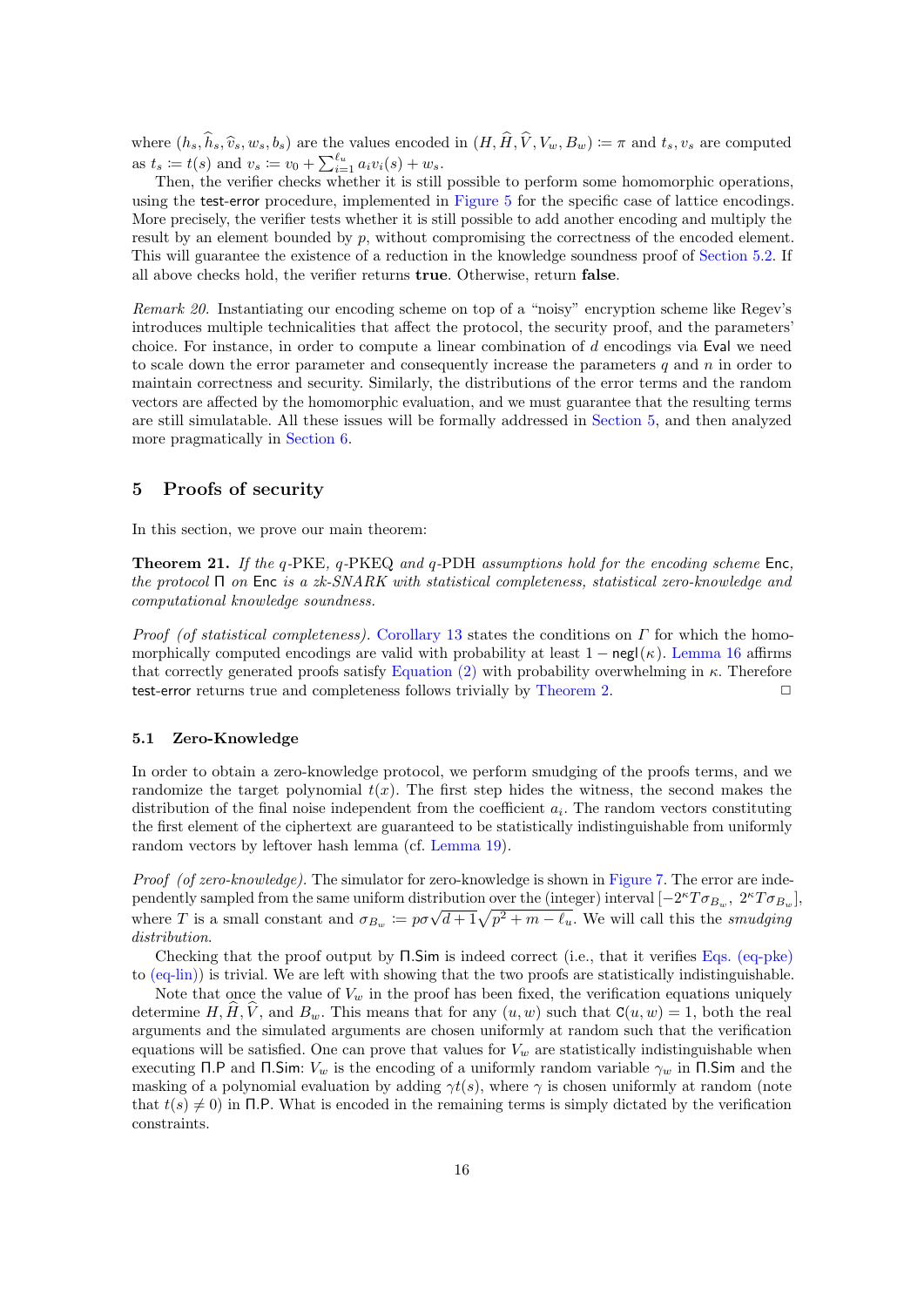where $(h_s, \widehat{h}_s, \widehat{v}_s, w_s, b_s)$ are the values encoded in $(H, \widehat{H}, \widehat{V}, V_w, B_w) := \pi$ and $t_s, v_s$ are computed as $t_s := t(s)$ and $v_s := v_0 + \sum_{i=1}^{\ell_u} a_i v_i(s) + w_s$.

Then, the verifier checks whether it is still possible to perform some homomorphic operations, using the test-error procedure, implemented in Figure 5 for the specific case of lattice encodings. More precisely, the verifier tests whether it is still possible to add another encoding and multiply the result by an element bounded by $p$, without compromising the correctness of the encoded element. This will guarantee the existence of a reduction in the knowledge soundness proof of Section 5.2. If all above checks hold, the verifier returns **true**. Otherwise, return **false**.

*Remark 20.* Instantiating our encoding scheme on top of a "noisy" encryption scheme like Regev's introduces multiple technicalities that affect the protocol, the security proof, and the parameters' choice. For instance, in order to compute a linear combination of $d$ encodings via Eval we need to scale down the error parameter and consequently increase the parameters $q$ and $n$ in order to maintain correctness and security. Similarly, the distributions of the error terms and the random vectors are affected by the homomorphic evaluation, and we must guarantee that the resulting terms are still simulatable. All these issues will be formally addressed in Section 5, and then analyzed more pragmatically in Section 6.

## 5 Proofs of security

In this section, we prove our main theorem:

**Theorem 21.** *If the $q$-PKE, $q$-PKEQ and $q$-PDH assumptions hold for the encoding scheme* Enc*, the protocol* $\Pi$ *on* Enc *is a zk-SNARK with statistical completeness, statistical zero-knowledge and computational knowledge soundness.*

*Proof (of statistical completeness).* Corollary 13 states the conditions on $\Gamma$ for which the homomorphically computed encodings are valid with probability at least $1 - \mathsf{negl}(\kappa)$. Lemma 16 affirms that correctly generated proofs satisfy Equation (2) with probability overwhelming in $\kappa$. Therefore test-error returns true and completeness follows trivially by Theorem 2. □

### 5.1 Zero-Knowledge

In order to obtain a zero-knowledge protocol, we perform smudging of the proofs terms, and we randomize the target polynomial $t(x)$. The first step hides the witness, the second makes the distribution of the final noise independent from the coefficient $a_i$. The random vectors constituting the first element of the ciphertext are guaranteed to be statistically indistinguishable from uniformly random vectors by leftover hash lemma (cf. Lemma 19).

*Proof (of zero-knowledge).* The simulator for zero-knowledge is shown in Figure 7. The error are independently sampled from the same uniform distribution over the (integer) interval $[-2^\kappa T \sigma_{B_w},\ 2^\kappa T \sigma_{B_w}]$, where $T$ is a small constant and $\sigma_{B_w} := p\sigma\sqrt{d+1}\sqrt{p^2 + m - \ell_u}$. We will call this the *smudging distribution*.

Checking that the proof output by $\Pi$.Sim is indeed correct (i.e., that it verifies Eqs. (eq-pke) to (eq-lin)) is trivial. We are left with showing that the two proofs are statistically indistinguishable.

Note that once the value of $V_w$ in the proof has been fixed, the verification equations uniquely determine $H, \widehat{H}, \widehat{V}$, and $B_w$. This means that for any $(u, w)$ such that $\mathsf{C}(u, w) = 1$, both the real arguments and the simulated arguments are chosen uniformly at random such that the verification equations will be satisfied. One can prove that values for $V_w$ are statistically indistinguishable when executing $\Pi$.P and $\Pi$.Sim: $V_w$ is the encoding of a uniformly random variable $\gamma_w$ in $\Pi$.Sim and the masking of a polynomial evaluation by adding $\gamma t(s)$, where $\gamma$ is chosen uniformly at random (note that $t(s) \neq 0$) in $\Pi$.P. What is encoded in the remaining terms is simply dictated by the verification constraints.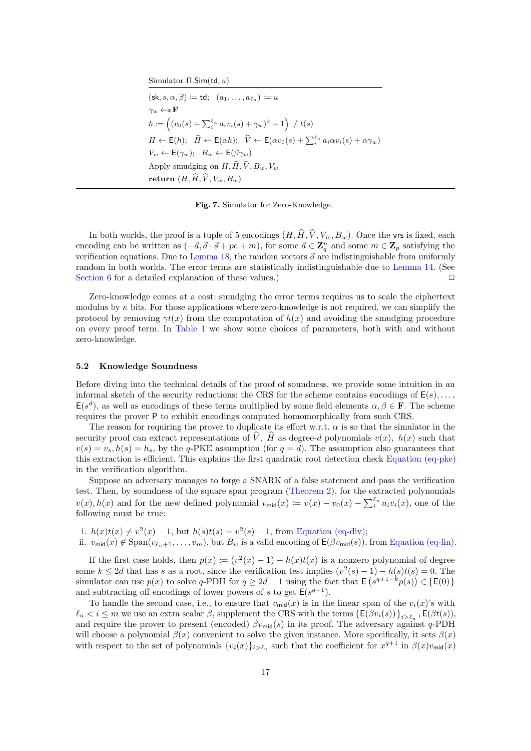Simulator $\Pi.\mathsf{Sim}(\mathsf{td}, u)$

```
(sk, s, α, β) := td;   (a_1, ..., a_{ℓ_u}) := u
γ_w ←$ F
h := ((v_0(s) + Σ_i^{ℓ_u} a_i v_i(s) + γ_w)^2 − 1) / t(s)
H ← E(h);  Ĥ ← E(αh);  V̂ ← E(α v_0(s) + Σ_i^{ℓ_u} a_i α v_i(s) + α γ_w)
V_w ← E(γ_w);  B_w ← E(β γ_w)
Apply smudging on H, Ĥ, V̂, B_w, V_w
return (H, Ĥ, V̂, V_w, B_w)
```

**Fig. 7.** Simulator for Zero-Knowledge.

In both worlds, the proof is a tuple of 5 encodings $(H, \widehat{H}, \widehat{V}, V_w, B_w)$. Once the $\mathsf{vrs}$ is fixed, each encoding can be written as $(-\vec{a}, \vec{a} \cdot \vec{s} + pe + m)$, for some $\vec{a} \in \mathbf{Z}_q^n$ and some $m \in \mathbf{Z}_p$ satisfying the verification equations. Due to Lemma 18, the random vectors $\vec{a}$ are indistinguishable from uniformly random in both worlds. The error terms are statistically indistinguishable due to Lemma 14. (See Section 6 for a detailed explanation of these values.) $\square$

Zero-knowledge comes at a cost: smudging the error terms requires us to scale the ciphertext modulus by $\kappa$ bits. For those applications where zero-knowledge is not required, we can simplify the protocol by removing $\gamma t(x)$ from the computation of $h(x)$ and avoiding the smudging procedure on every proof term. In Table 1 we show some choices of parameters, both with and without zero-knowledge.

### 5.2 Knowledge Soundness

Before diving into the technical details of the proof of soundness, we provide some intuition in an informal sketch of the security reductions: the CRS for the scheme contains encodings of $\mathsf{E}(s), \ldots, \mathsf{E}(s^d)$, as well as encodings of these terms multiplied by some field elements $\alpha, \beta \in \mathbf{F}$. The scheme requires the prover $\mathsf{P}$ to exhibit encodings computed homomorphically from such CRS.

The reason for requiring the prover to duplicate its effort w.r.t. $\alpha$ is so that the simulator in the security proof can extract representations of $\widehat{V}$, $\widehat{H}$ as degree-$d$ polynomials $v(x)$, $h(x)$ such that $v(s) = v_s, h(s) = h_s$, by the $q$-PKE assumption (for $q = d$). The assumption also guarantees that this extraction is efficient. This explains the first quadratic root detection check Equation (eq-pke) in the verification algorithm.

Suppose an adversary manages to forge a SNARK of a false statement and pass the verification test. Then, by soundness of the square span program (Theorem 2), for the extracted polynomials $v(x), h(x)$ and for the new defined polynomial $v_{\mathsf{mid}}(x) := v(x) - v_0(x) - \sum_i^{\ell_u} a_i v_i(x)$, one of the following must be true:

i. $h(x)t(x) \neq v^2(x) - 1$, but $h(s)t(s) = v^2(s) - 1$, from Equation (eq-div);
ii. $v_{\mathsf{mid}}(x) \notin \mathrm{Span}(v_{\ell_u+1}, \ldots, v_m)$, but $B_w$ is a valid encoding of $\mathsf{E}(\beta v_{\mathsf{mid}}(s))$, from Equation (eq-lin).

If the first case holds, then $p(x) := (v^2(x) - 1) - h(x)t(x)$ is a nonzero polynomial of degree some $k \leq 2d$ that has $s$ as a root, since the verification test implies $(v^2(s) - 1) - h(s)t(s) = 0$. The simulator can use $p(x)$ to solve $q$-PDH for $q \geq 2d - 1$ using the fact that $\mathsf{E}\left(s^{q+1-k}p(s)\right) \in \{\mathsf{E}(0)\}$ and subtracting off encodings of lower powers of $s$ to get $\mathsf{E}(s^{q+1})$.

To handle the second case, i.e., to ensure that $v_{\mathsf{mid}}(x)$ is in the linear span of the $v_i(x)$'s with $\ell_u < i \leq m$ we use an extra scalar $\beta$, supplement the CRS with the terms $\{\mathsf{E}(\beta v_i(s))\}_{i > \ell_u}, \mathsf{E}(\beta t(s))$, and require the prover to present (encoded) $\beta v_{\mathsf{mid}}(s)$ in its proof. The adversary against $q$-PDH will choose a polynomial $\beta(x)$ convenient to solve the given instance. More specifically, it sets $\beta(x)$ with respect to the set of polynomials $\{v_i(x)\}_{i > \ell_u}$ such that the coefficient for $x^{q+1}$ in $\beta(x)v_{\mathsf{mid}}(x)$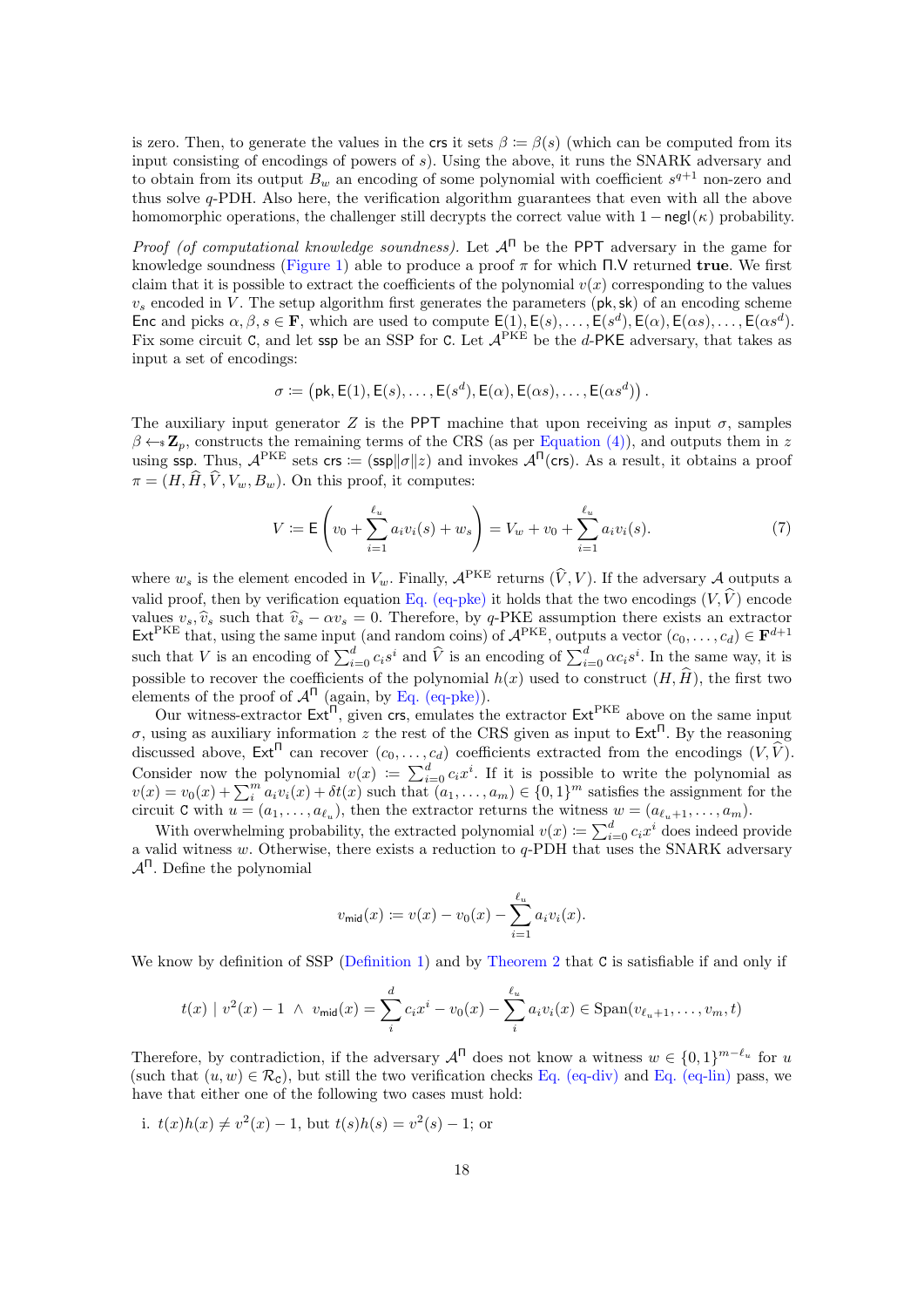is zero. Then, to generate the values in the $\mathsf{crs}$ it sets $\beta := \beta(s)$ (which can be computed from its input consisting of encodings of powers of $s$). Using the above, it runs the SNARK adversary and to obtain from its output $B_w$ an encoding of some polynomial with coefficient $s^{q+1}$ non-zero and thus solve $q$-PDH. Also here, the verification algorithm guarantees that even with all the above homomorphic operations, the challenger still decrypts the correct value with $1 - \mathsf{negl}(\kappa)$ probability.

*Proof (of computational knowledge soundness).* Let $\mathcal{A}^{\Pi}$ be the PPT adversary in the game for knowledge soundness (Figure 1) able to produce a proof $\pi$ for which $\Pi.\mathsf{V}$ returned **true**. We first claim that it is possible to extract the coefficients of the polynomial $v(x)$ corresponding to the values $v_s$ encoded in $V$. The setup algorithm first generates the parameters $(\mathsf{pk}, \mathsf{sk})$ of an encoding scheme $\mathsf{Enc}$ and picks $\alpha, \beta, s \in \mathbf{F}$, which are used to compute $\mathsf{E}(1), \mathsf{E}(s), \dots, \mathsf{E}(s^d), \mathsf{E}(\alpha), \mathsf{E}(\alpha s), \dots, \mathsf{E}(\alpha s^d)$. Fix some circuit $\mathsf{C}$, and let $\mathsf{ssp}$ be an SSP for $\mathsf{C}$. Let $\mathcal{A}^{\mathrm{PKE}}$ be the $d$-PKE adversary, that takes as input a set of encodings:

$$\sigma := \left(\mathsf{pk}, \mathsf{E}(1), \mathsf{E}(s), \dots, \mathsf{E}(s^d), \mathsf{E}(\alpha), \mathsf{E}(\alpha s), \dots, \mathsf{E}(\alpha s^d)\right).$$

The auxiliary input generator $Z$ is the PPT machine that upon receiving as input $\sigma$, samples $\beta \leftarrow\!\!\$\, \mathbf{Z}_p$, constructs the remaining terms of the CRS (as per Equation (4)), and outputs them in $z$ using $\mathsf{ssp}$. Thus, $\mathcal{A}^{\mathrm{PKE}}$ sets $\mathsf{crs} := (\mathsf{ssp} \| \sigma \| z)$ and invokes $\mathcal{A}^{\Pi}(\mathsf{crs})$. As a result, it obtains a proof $\pi = (H, \widehat{H}, \widehat{V}, V_w, B_w)$. On this proof, it computes:

$$V := \mathsf{E}\left(v_0 + \sum_{i=1}^{\ell_u} a_i v_i(s) + w_s\right) = V_w + v_0 + \sum_{i=1}^{\ell_u} a_i v_i(s). \tag{7}$$

where $w_s$ is the element encoded in $V_w$. Finally, $\mathcal{A}^{\mathrm{PKE}}$ returns $(\widehat{V}, V)$. If the adversary $\mathcal{A}$ outputs a valid proof, then by verification equation Eq. (eq-pke) it holds that the two encodings $(V, \widehat{V})$ encode values $v_s, \widehat{v}_s$ such that $\widehat{v}_s - \alpha v_s = 0$. Therefore, by $q$-PKE assumption there exists an extractor $\mathsf{Ext}^{\mathrm{PKE}}$ that, using the same input (and random coins) of $\mathcal{A}^{\mathrm{PKE}}$, outputs a vector $(c_0, \dots, c_d) \in \mathbf{F}^{d+1}$ such that $V$ is an encoding of $\sum_{i=0}^{d} c_i s^i$ and $\widehat{V}$ is an encoding of $\sum_{i=0}^{d} \alpha c_i s^i$. In the same way, it is possible to recover the coefficients of the polynomial $h(x)$ used to construct $(H, \widehat{H})$, the first two elements of the proof of $\mathcal{A}^{\Pi}$ (again, by Eq. (eq-pke)).

Our witness-extractor $\mathsf{Ext}^{\Pi}$, given $\mathsf{crs}$, emulates the extractor $\mathsf{Ext}^{\mathrm{PKE}}$ above on the same input $\sigma$, using as auxiliary information $z$ the rest of the CRS given as input to $\mathsf{Ext}^{\Pi}$. By the reasoning discussed above, $\mathsf{Ext}^{\Pi}$ can recover $(c_0, \dots, c_d)$ coefficients extracted from the encodings $(V, \widehat{V})$. Consider now the polynomial $v(x) := \sum_{i=0}^{d} c_i x^i$. If it is possible to write the polynomial as $v(x) = v_0(x) + \sum_i^m a_i v_i(x) + \delta t(x)$ such that $(a_1, \dots, a_m) \in \{0,1\}^m$ satisfies the assignment for the circuit $\mathsf{C}$ with $u = (a_1, \dots, a_{\ell_u})$, then the extractor returns the witness $w = (a_{\ell_u+1}, \dots, a_m)$.

With overwhelming probability, the extracted polynomial $v(x) := \sum_{i=0}^{d} c_i x^i$ does indeed provide a valid witness $w$. Otherwise, there exists a reduction to $q$-PDH that uses the SNARK adversary $\mathcal{A}^{\Pi}$. Define the polynomial

$$v_{\mathsf{mid}}(x) := v(x) - v_0(x) - \sum_{i=1}^{\ell_u} a_i v_i(x).$$

We know by definition of SSP (Definition 1) and by Theorem 2 that $\mathsf{C}$ is satisfiable if and only if

$$t(x) \mid v^2(x) - 1 \ \wedge \ v_{\mathsf{mid}}(x) = \sum_i^{d} c_i x^i - v_0(x) - \sum_i^{\ell_u} a_i v_i(x) \in \mathrm{Span}(v_{\ell_u+1}, \dots, v_m, t)$$

Therefore, by contradiction, if the adversary $\mathcal{A}^{\Pi}$ does not know a witness $w \in \{0,1\}^{m-\ell_u}$ for $u$ (such that $(u, w) \in \mathcal{R}_{\mathsf{C}}$), but still the two verification checks Eq. (eq-div) and Eq. (eq-lin) pass, we have that either one of the following two cases must hold:

i. $t(x)h(x) \neq v^2(x) - 1$, but $t(s)h(s) = v^2(s) - 1$; or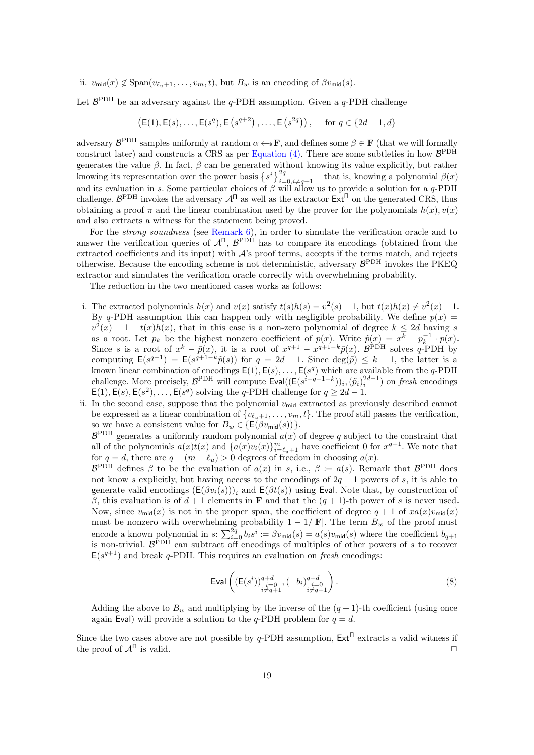ii. $v_{\mathsf{mid}}(x) \notin \mathrm{Span}(v_{\ell_u+1}, \ldots, v_m, t)$, but $B_w$ is an encoding of $\beta v_{\mathsf{mid}}(s)$.

Let $\mathcal{B}^{\mathrm{PDH}}$ be an adversary against the $q$-PDH assumption. Given a $q$-PDH challenge

$$\left(\mathsf{E}(1), \mathsf{E}(s), \ldots, \mathsf{E}(s^q), \mathsf{E}\left(s^{q+2}\right), \ldots, \mathsf{E}\left(s^{2q}\right)\right), \quad \text{for } q \in \{2d-1, d\}$$

adversary $\mathcal{B}^{\mathrm{PDH}}$ samples uniformly at random $\alpha \leftarrow\!\!\$\ \mathbf{F}$, and defines some $\beta \in \mathbf{F}$ (that we will formally construct later) and constructs a CRS as per Equation (4). There are some subtleties in how $\mathcal{B}^{\mathrm{PDH}}$ generates the value $\beta$. In fact, $\beta$ can be generated without knowing its value explicitly, but rather knowing its representation over the power basis $\left\{s^i\right\}_{i=0, i\neq q+1}^{2q}$ – that is, knowing a polynomial $\beta(x)$ and its evaluation in $s$. Some particular choices of $\beta$ will allow us to provide a solution for a $q$-PDH challenge. $\mathcal{B}^{\mathrm{PDH}}$ invokes the adversary $\mathcal{A}^{\Pi}$ as well as the extractor $\mathsf{Ext}^{\Pi}$ on the generated CRS, thus obtaining a proof $\pi$ and the linear combination used by the prover for the polynomials $h(x), v(x)$ and also extracts a witness for the statement being proved.

For the *strong soundness* (see Remark 6), in order to simulate the verification oracle and to answer the verification queries of $\mathcal{A}^{\Pi}$, $\mathcal{B}^{\mathrm{PDH}}$ has to compare its encodings (obtained from the extracted coefficients and its input) with $\mathcal{A}$'s proof terms, accepts if the terms match, and rejects otherwise. Because the encoding scheme is not deterministic, adversary $\mathcal{B}^{\mathrm{PDH}}$ invokes the PKEQ extractor and simulates the verification oracle correctly with overwhelming probability.

The reduction in the two mentioned cases works as follows:

i. The extracted polynomials $h(x)$ and $v(x)$ satisfy $t(s)h(s) = v^2(s) - 1$, but $t(x)h(x) \neq v^2(x) - 1$. By $q$-PDH assumption this can happen only with negligible probability. We define $p(x) = v^2(x) - 1 - t(x)h(x)$, that in this case is a non-zero polynomial of degree $k \leq 2d$ having $s$ as a root. Let $p_k$ be the highest nonzero coefficient of $p(x)$. Write $\tilde{p}(x) = x^k - p_k^{-1} \cdot p(x)$. Since $s$ is a root of $x^k - \tilde{p}(x)$, it is a root of $x^{q+1} - x^{q+1-k}\tilde{p}(x)$. $\mathcal{B}^{\mathrm{PDH}}$ solves $q$-PDH by computing $\mathsf{E}(s^{q+1}) = \mathsf{E}(s^{q+1-k}\tilde{p}(s))$ for $q = 2d-1$. Since $\deg(\tilde{p}) \leq k-1$, the latter is a known linear combination of encodings $\mathsf{E}(1), \mathsf{E}(s), \ldots, \mathsf{E}(s^q)$ which are available from the $q$-PDH challenge. More precisely, $\mathcal{B}^{\mathrm{PDH}}$ will compute $\mathsf{Eval}((\mathsf{E}(s^{i+q+1-k}))_i, (\tilde{p}_i)_i^{2d-1})$ on *fresh* encodings $\mathsf{E}(1), \mathsf{E}(s), \mathsf{E}(s^2), \ldots, \mathsf{E}(s^q)$ solving the $q$-PDH challenge for $q \geq 2d-1$.

ii. In the second case, suppose that the polynomial $v_{\mathsf{mid}}$ extracted as previously described cannot be expressed as a linear combination of $\{v_{\ell_u+1}, \ldots, v_m, t\}$. The proof still passes the verification, so we have a consistent value for $B_w \in \{\mathsf{E}(\beta v_{\mathsf{mid}}(s))\}$.

$\mathcal{B}^{\mathrm{PDH}}$ generates a uniformly random polynomial $a(x)$ of degree $q$ subject to the constraint that all of the polynomials $a(x)t(x)$ and $\{a(x)v_i(x)\}_{i=\ell_u+1}^m$ have coefficient 0 for $x^{q+1}$. We note that for $q = d$, there are $q - (m - \ell_u) > 0$ degrees of freedom in choosing $a(x)$.

$\mathcal{B}^{\mathrm{PDH}}$ defines $\beta$ to be the evaluation of $a(x)$ in $s$, i.e., $\beta := a(s)$. Remark that $\mathcal{B}^{\mathrm{PDH}}$ does not know $s$ explicitly, but having access to the encodings of $2q-1$ powers of $s$, it is able to generate valid encodings $(\mathsf{E}(\beta v_i(s)))_i$ and $\mathsf{E}(\beta t(s))$ using $\mathsf{Eval}$. Note that, by construction of $\beta$, this evaluation is of $d+1$ elements in $\mathbf{F}$ and that the $(q+1)$-th power of $s$ is never used. Now, since $v_{\mathsf{mid}}(x)$ is not in the proper span, the coefficient of degree $q+1$ of $xa(x)v_{\mathsf{mid}}(x)$ must be nonzero with overwhelming probability $1 - 1/|\mathbf{F}|$. The term $B_w$ of the proof must encode a known polynomial in $s$: $\sum_{i=0}^{2q} b_i s^i := \beta v_{\mathsf{mid}}(s) = a(s)v_{\mathsf{mid}}(s)$ where the coefficient $b_{q+1}$ is non-trivial. $\mathcal{B}^{\mathrm{PDH}}$ can subtract off encodings of multiples of other powers of $s$ to recover $\mathsf{E}(s^{q+1})$ and break $q$-PDH. This requires an evaluation on *fresh* encodings:

$$\mathsf{Eval}\left((\mathsf{E}(s^i))_{\substack{i=0\\ i\neq q+1}}^{q+d}, (-b_i)_{\substack{i=0\\ i\neq q+1}}^{q+d}\right). \tag{8}$$

Adding the above to $B_w$ and multiplying by the inverse of the $(q+1)$-th coefficient (using once again $\mathsf{Eval}$) will provide a solution to the $q$-PDH problem for $q = d$.

Since the two cases above are not possible by $q$-PDH assumption, $\mathsf{Ext}^{\Pi}$ extracts a valid witness if the proof of $\mathcal{A}^{\Pi}$ is valid. □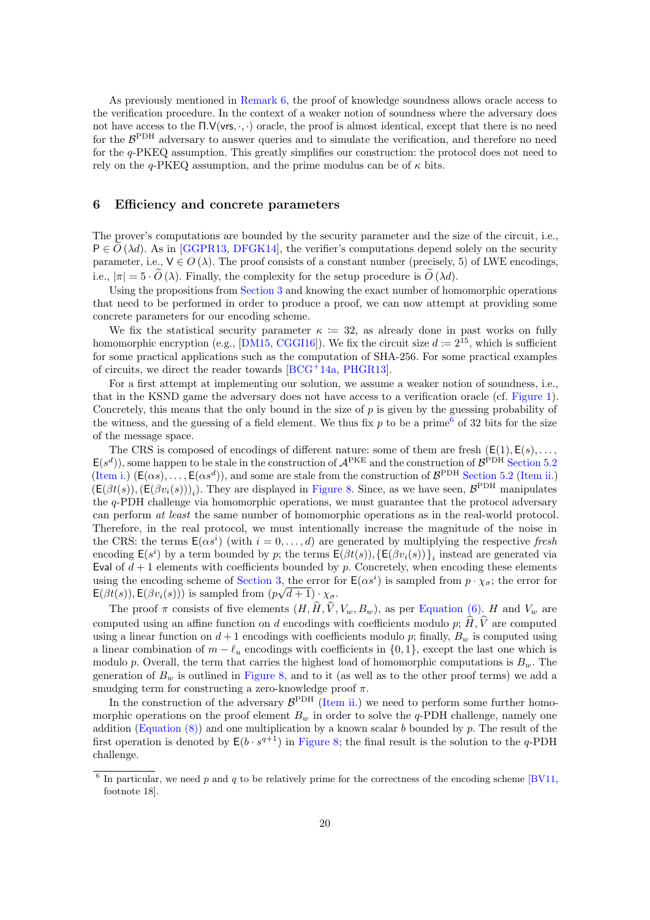As previously mentioned in Remark 6, the proof of knowledge soundness allows oracle access to the verification procedure. In the context of a weaker notion of soundness where the adversary does not have access to the $\Pi.\mathsf{V}(\mathsf{vrs}, \cdot, \cdot)$ oracle, the proof is almost identical, except that there is no need for the $\mathcal{B}^{\text{PDH}}$ adversary to answer queries and to simulate the verification, and therefore no need for the $q$-PKEQ assumption. This greatly simplifies our construction: the protocol does not need to rely on the $q$-PKEQ assumption, and the prime modulus can be of $\kappa$ bits.

## 6 Efficiency and concrete parameters

The prover's computations are bounded by the security parameter and the size of the circuit, i.e., $\mathsf{P} \in \widetilde{O}(\lambda d)$. As in [GGPR13, DFGK14], the verifier's computations depend solely on the security parameter, i.e., $\mathsf{V} \in O(\lambda)$. The proof consists of a constant number (precisely, 5) of LWE encodings, i.e., $|\pi| = 5 \cdot \widetilde{O}(\lambda)$. Finally, the complexity for the setup procedure is $\widetilde{O}(\lambda d)$.

Using the propositions from Section 3 and knowing the exact number of homomorphic operations that need to be performed in order to produce a proof, we can now attempt at providing some concrete parameters for our encoding scheme.

We fix the statistical security parameter $\kappa := 32$, as already done in past works on fully homomorphic encryption (e.g., [DM15, CGGI16]). We fix the circuit size $d := 2^{15}$, which is sufficient for some practical applications such as the computation of SHA-256. For some practical examples of circuits, we direct the reader towards [BCG+14a, PHGR13].

For a first attempt at implementing our solution, we assume a weaker notion of soundness, i.e., that in the KSND game the adversary does not have access to a verification oracle (cf. Figure 1). Concretely, this means that the only bound in the size of $p$ is given by the guessing probability of the witness, and the guessing of a field element. We thus fix $p$ to be a prime[6] of 32 bits for the size of the message space.

The CRS is composed of encodings of different nature: some of them are fresh $(\mathsf{E}(1), \mathsf{E}(s), \dots, \mathsf{E}(s^d))$, some happen to be stale in the construction of $\mathcal{A}^{\text{PKE}}$ and the construction of $\mathcal{B}^{\text{PDH}}$ Section 5.2 (Item i.) $(\mathsf{E}(\alpha s), \dots, \mathsf{E}(\alpha s^d))$, and some are stale from the construction of $\mathcal{B}^{\text{PDH}}$ Section 5.2 (Item ii.) $(\mathsf{E}(\beta t(s)), (\mathsf{E}(\beta v_i(s)))_i)$. They are displayed in Figure 8. Since, as we have seen, $\mathcal{B}^{\text{PDH}}$ manipulates the $q$-PDH challenge via homomorphic operations, we must guarantee that the protocol adversary can perform *at least* the same number of homomorphic operations as in the real-world protocol. Therefore, in the real protocol, we must intentionally increase the magnitude of the noise in the CRS: the terms $\mathsf{E}(\alpha s^i)$ (with $i = 0, \dots, d$) are generated by multiplying the respective *fresh* encoding $\mathsf{E}(s^i)$ by a term bounded by $p$; the terms $\mathsf{E}(\beta t(s)), \{\mathsf{E}(\beta v_i(s))\}_i$ instead are generated via $\mathsf{Eval}$ of $d + 1$ elements with coefficients bounded by $p$. Concretely, when encoding these elements using the encoding scheme of Section 3, the error for $\mathsf{E}(\alpha s^i)$ is sampled from $p \cdot \chi_\sigma$; the error for $\mathsf{E}(\beta t(s)), \mathsf{E}(\beta v_i(s)))$ is sampled from $(p\sqrt{d+1}) \cdot \chi_\sigma$.

The proof $\pi$ consists of five elements $(H, \widehat{H}, \widehat{V}, V_w, B_w)$, as per Equation (6). $H$ and $V_w$ are computed using an affine function on $d$ encodings with coefficients modulo $p$; $\widehat{H}, \widehat{V}$ are computed using a linear function on $d+1$ encodings with coefficients modulo $p$; finally, $B_w$ is computed using a linear combination of $m - \ell_u$ encodings with coefficients in $\{0, 1\}$, except the last one which is modulo $p$. Overall, the term that carries the highest load of homomorphic computations is $B_w$. The generation of $B_w$ is outlined in Figure 8, and to it (as well as to the other proof terms) we add a smudging term for constructing a zero-knowledge proof $\pi$.

In the construction of the adversary $\mathcal{B}^{\text{PDH}}$ (Item ii.) we need to perform some further homomorphic operations on the proof element $B_w$ in order to solve the $q$-PDH challenge, namely one addition (Equation (8)) and one multiplication by a known scalar $b$ bounded by $p$. The result of the first operation is denoted by $\mathsf{E}(b \cdot s^{q+1})$ in Figure 8; the final result is the solution to the $q$-PDH challenge.

[6] In particular, we need $p$ and $q$ to be relatively prime for the correctness of the encoding scheme [BV11, footnote 18].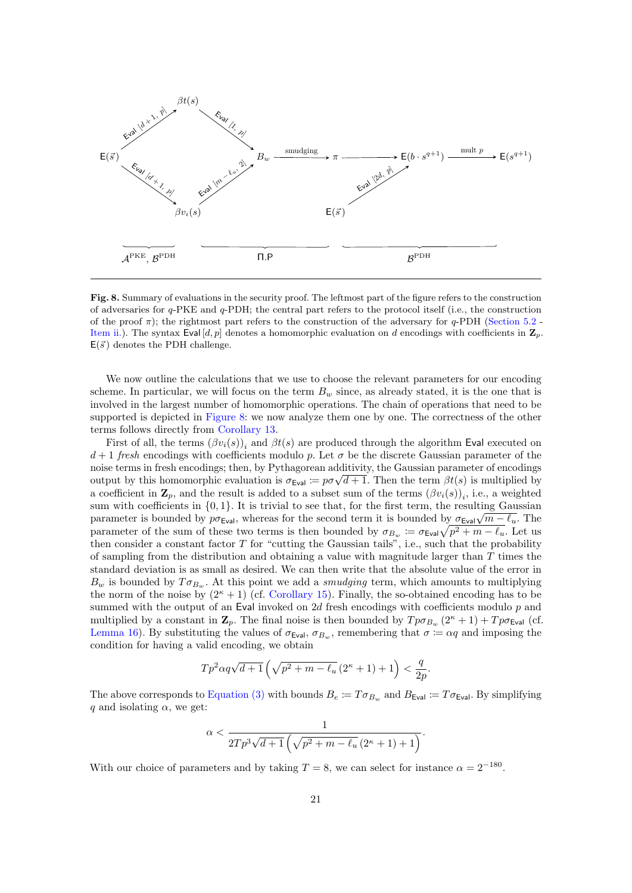**Fig. 8.** Summary of evaluations in the security proof. The leftmost part of the figure refers to the construction of adversaries for $q$-PKE and $q$-PDH; the central part refers to the protocol itself (i.e., the construction of the proof $\pi$); the rightmost part refers to the construction of the adversary for $q$-PDH (Section 5.2 - Item ii.). The syntax $\mathsf{Eval}\,[d, p]$ denotes a homomorphic evaluation on $d$ encodings with coefficients in $\mathbf{Z}_p$. $\mathsf{E}(\vec{s})$ denotes the PDH challenge.

We now outline the calculations that we use to choose the relevant parameters for our encoding scheme. In particular, we will focus on the term $B_w$ since, as already stated, it is the one that is involved in the largest number of homomorphic operations. The chain of operations that need to be supported is depicted in Figure 8: we now analyze them one by one. The correctness of the other terms follows directly from Corollary 13.

First of all, the terms $(\beta v_i(s))_i$ and $\beta t(s)$ are produced through the algorithm $\mathsf{Eval}$ executed on $d+1$ *fresh* encodings with coefficients modulo $p$. Let $\sigma$ be the discrete Gaussian parameter of the noise terms in fresh encodings; then, by Pythagorean additivity, the Gaussian parameter of encodings output by this homomorphic evaluation is $\sigma_{\mathsf{Eval}} := p\sigma\sqrt{d+1}$. Then the term $\beta t(s)$ is multiplied by a coefficient in $\mathbf{Z}_p$, and the result is added to a subset sum of the terms $(\beta v_i(s))_i$, i.e., a weighted sum with coefficients in $\{0, 1\}$. It is trivial to see that, for the first term, the resulting Gaussian parameter is bounded by $p\sigma_{\mathsf{Eval}}$, whereas for the second term it is bounded by $\sigma_{\mathsf{Eval}}\sqrt{m-\ell_u}$. The parameter of the sum of these two terms is then bounded by $\sigma_{B_w} := \sigma_{\mathsf{Eval}}\sqrt{p^2+m-\ell_u}$. Let us then consider a constant factor $T$ for "cutting the Gaussian tails", i.e., such that the probability of sampling from the distribution and obtaining a value with magnitude larger than $T$ times the standard deviation is as small as desired. We can then write that the absolute value of the error in $B_w$ is bounded by $T\sigma_{B_w}$. At this point we add a *smudging* term, which amounts to multiplying the norm of the noise by $(2^\kappa + 1)$ (cf. Corollary 15). Finally, the so-obtained encoding has to be summed with the output of an $\mathsf{Eval}$ invoked on $2d$ fresh encodings with coefficients modulo $p$ and multiplied by a constant in $\mathbf{Z}_p$. The final noise is then bounded by $Tp\sigma_{B_w}(2^\kappa + 1) + Tp\sigma_{\mathsf{Eval}}$ (cf. Lemma 16). By substituting the values of $\sigma_{\mathsf{Eval}}$, $\sigma_{B_w}$, remembering that $\sigma := \alpha q$ and imposing the condition for having a valid encoding, we obtain

$$Tp^2\alpha q\sqrt{d+1}\left(\sqrt{p^2+m-\ell_u}\,(2^\kappa+1)+1\right) < \frac{q}{2p}.$$

The above corresponds to Equation (3) with bounds $B_e := T\sigma_{B_w}$ and $B_{\mathsf{Eval}} := T\sigma_{\mathsf{Eval}}$. By simplifying $q$ and isolating $\alpha$, we get:

$$\alpha < \frac{1}{2Tp^3\sqrt{d+1}\left(\sqrt{p^2+m-\ell_u}\,(2^\kappa+1)+1\right)}.$$

With our choice of parameters and by taking $T = 8$, we can select for instance $\alpha = 2^{-180}$.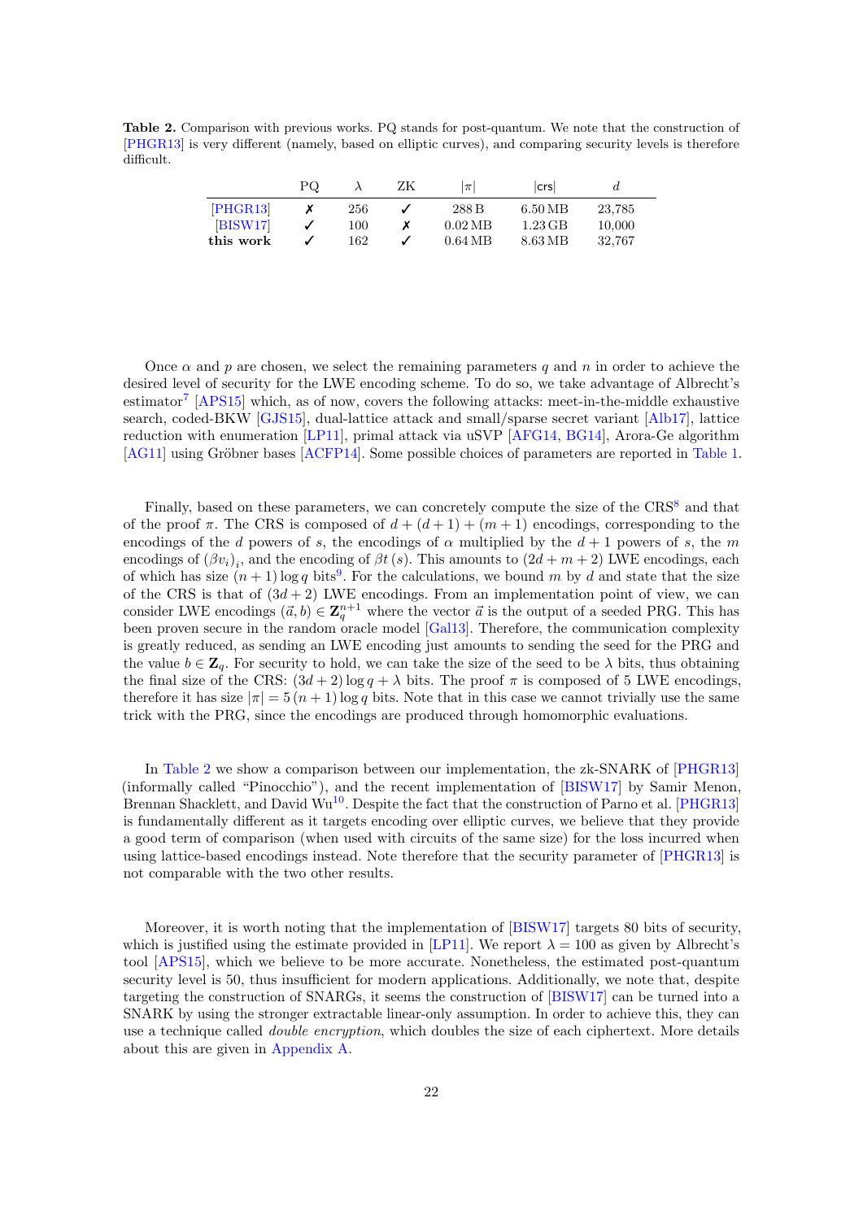**Table 2.** Comparison with previous works. PQ stands for post-quantum. We note that the construction of [PHGR13] is very different (namely, based on elliptic curves), and comparing security levels is therefore difficult.

| | PQ | $\lambda$ | ZK | $\lvert\pi\rvert$ | $\lvert\mathsf{crs}\rvert$ | $d$ |
|---|---|---|---|---|---|---|
| [PHGR13] | ✗ | 256 | ✓ | 288 B | 6.50 MB | 23,785 |
| [BISW17] | ✓ | 100 | ✗ | 0.02 MB | 1.23 GB | 10,000 |
| **this work** | ✓ | 162 | ✓ | 0.64 MB | 8.63 MB | 32,767 |

Once $\alpha$ and $p$ are chosen, we select the remaining parameters $q$ and $n$ in order to achieve the desired level of security for the LWE encoding scheme. To do so, we take advantage of Albrecht's estimator[7] [APS15] which, as of now, covers the following attacks: meet-in-the-middle exhaustive search, coded-BKW [GJS15], dual-lattice attack and small/sparse secret variant [Alb17], lattice reduction with enumeration [LP11], primal attack via uSVP [AFG14, BG14], Arora-Ge algorithm [AG11] using Gröbner bases [ACFP14]. Some possible choices of parameters are reported in Table 1.

Finally, based on these parameters, we can concretely compute the size of the CRS[8] and that of the proof $\pi$. The CRS is composed of $d + (d+1) + (m+1)$ encodings, corresponding to the encodings of the $d$ powers of $s$, the encodings of $\alpha$ multiplied by the $d+1$ powers of $s$, the $m$ encodings of $(\beta v_i)_i$, and the encoding of $\beta t(s)$. This amounts to $(2d+m+2)$ LWE encodings, each of which has size $(n+1)\log q$ bits[9]. For the calculations, we bound $m$ by $d$ and state that the size of the CRS is that of $(3d+2)$ LWE encodings. From an implementation point of view, we can consider LWE encodings $(\vec{a}, b) \in \mathbf{Z}_q^{n+1}$ where the vector $\vec{a}$ is the output of a seeded PRG. This has been proven secure in the random oracle model [Gal13]. Therefore, the communication complexity is greatly reduced, as sending an LWE encoding just amounts to sending the seed for the PRG and the value $b \in \mathbf{Z}_q$. For security to hold, we can take the size of the seed to be $\lambda$ bits, thus obtaining the final size of the CRS: $(3d+2)\log q + \lambda$ bits. The proof $\pi$ is composed of 5 LWE encodings, therefore it has size $|\pi| = 5\,(n+1)\log q$ bits. Note that in this case we cannot trivially use the same trick with the PRG, since the encodings are produced through homomorphic evaluations.

In Table 2 we show a comparison between our implementation, the zk-SNARK of [PHGR13] (informally called "Pinocchio"), and the recent implementation of [BISW17] by Samir Menon, Brennan Shacklett, and David Wu[10]. Despite the fact that the construction of Parno et al. [PHGR13] is fundamentally different as it targets encoding over elliptic curves, we believe that they provide a good term of comparison (when used with circuits of the same size) for the loss incurred when using lattice-based encodings instead. Note therefore that the security parameter of [PHGR13] is not comparable with the two other results.

Moreover, it is worth noting that the implementation of [BISW17] targets 80 bits of security, which is justified using the estimate provided in [LP11]. We report $\lambda = 100$ as given by Albrecht's tool [APS15], which we believe to be more accurate. Nonetheless, the estimated post-quantum security level is 50, thus insufficient for modern applications. Additionally, we note that, despite targeting the construction of SNARGs, it seems the construction of [BISW17] can be turned into a SNARK by using the stronger extractable linear-only assumption. In order to achieve this, they can use a technique called *double encryption*, which doubles the size of each ciphertext. More details about this are given in Appendix A.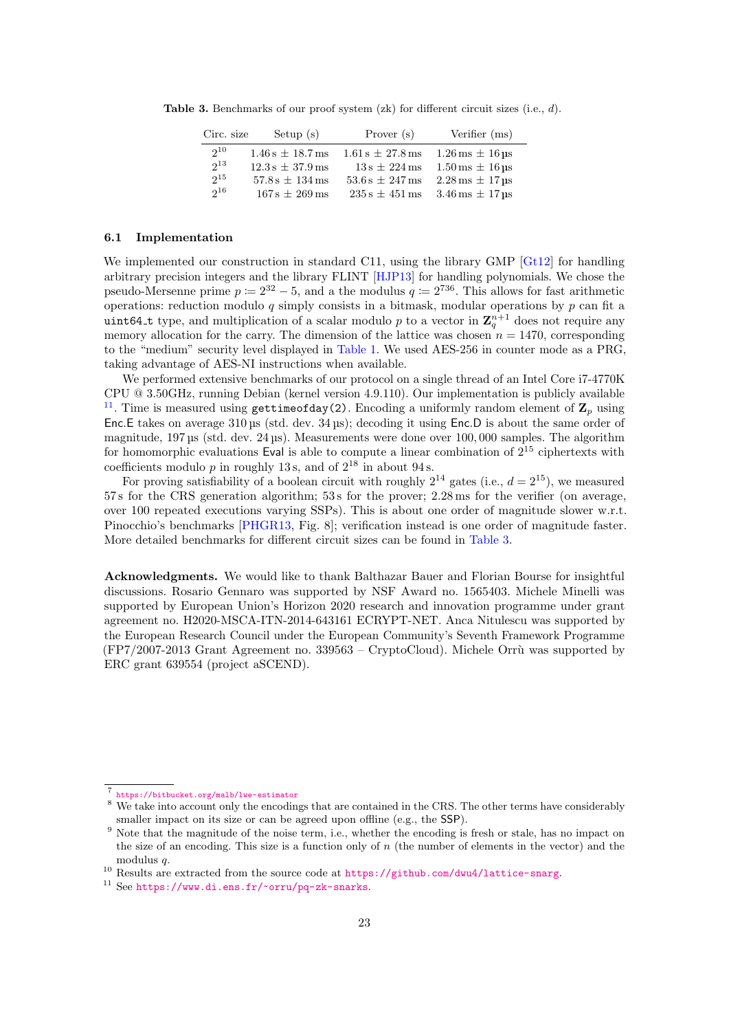**Table 3.** Benchmarks of our proof system (zk) for different circuit sizes (i.e., $d$).

| Circ. size | Setup (s) | Prover (s) | Verifier (ms) |
|---|---|---|---|
| $2^{10}$ | $1.46\,\text{s} \pm 18.7\,\text{ms}$ | $1.61\,\text{s} \pm 27.8\,\text{ms}$ | $1.26\,\text{ms} \pm 16\,\mu\text{s}$ |
| $2^{13}$ | $12.3\,\text{s} \pm 37.9\,\text{ms}$ | $13\,\text{s} \pm 224\,\text{ms}$ | $1.50\,\text{ms} \pm 16\,\mu\text{s}$ |
| $2^{15}$ | $57.8\,\text{s} \pm 134\,\text{ms}$ | $53.6\,\text{s} \pm 247\,\text{ms}$ | $2.28\,\text{ms} \pm 17\,\mu\text{s}$ |
| $2^{16}$ | $167\,\text{s} \pm 269\,\text{ms}$ | $235\,\text{s} \pm 451\,\text{ms}$ | $3.46\,\text{ms} \pm 17\,\mu\text{s}$ |

### 6.1 Implementation

We implemented our construction in standard C11, using the library GMP [Gt12] for handling arbitrary precision integers and the library FLINT [HJP13] for handling polynomials. We chose the pseudo-Mersenne prime $p \coloneqq 2^{32} - 5$, and a the modulus $q \coloneqq 2^{736}$. This allows for fast arithmetic operations: reduction modulo $q$ simply consists in a bitmask, modular operations by $p$ can fit a `uint64_t` type, and multiplication of a scalar modulo $p$ to a vector in $\mathbf{Z}_q^{n+1}$ does not require any memory allocation for the carry. The dimension of the lattice was chosen $n = 1470$, corresponding to the "medium" security level displayed in Table 1. We used AES-256 in counter mode as a PRG, taking advantage of AES-NI instructions when available.

We performed extensive benchmarks of our protocol on a single thread of an Intel Core i7-4770K CPU @ 3.50GHz, running Debian (kernel version 4.9.110). Our implementation is publicly available [11]. Time is measured using `gettimeofday(2)`. Encoding a uniformly random element of $\mathbf{Z}_p$ using $\mathsf{Enc.E}$ takes on average 310 µs (std. dev. 34 µs); decoding it using $\mathsf{Enc.D}$ is about the same order of magnitude, 197 µs (std. dev. 24 µs). Measurements were done over 100,000 samples. The algorithm for homomorphic evaluations $\mathsf{Eval}$ is able to compute a linear combination of $2^{15}$ ciphertexts with coefficients modulo $p$ in roughly 13 s, and of $2^{18}$ in about 94 s.

For proving satisfiability of a boolean circuit with roughly $2^{14}$ gates (i.e., $d = 2^{15}$), we measured 57 s for the CRS generation algorithm; 53 s for the prover; 2.28 ms for the verifier (on average, over 100 repeated executions varying SSPs). This is about one order of magnitude slower w.r.t. Pinocchio's benchmarks [PHGR13, Fig. 8]; verification instead is one order of magnitude faster. More detailed benchmarks for different circuit sizes can be found in Table 3.

**Acknowledgments.** We would like to thank Balthazar Bauer and Florian Bourse for insightful discussions. Rosario Gennaro was supported by NSF Award no. 1565403. Michele Minelli was supported by European Union's Horizon 2020 research and innovation programme under grant agreement no. H2020-MSCA-ITN-2014-643161 ECRYPT-NET. Anca Nitulescu was supported by the European Research Council under the European Community's Seventh Framework Programme (FP7/2007-2013 Grant Agreement no. 339563 – CryptoCloud). Michele Orrù was supported by ERC grant 639554 (project aSCEND).

---

[7] https://bitbucket.org/malb/lwe-estimator

[8] We take into account only the encodings that are contained in the CRS. The other terms have considerably smaller impact on its size or can be agreed upon offline (e.g., the SSP).

[9] Note that the magnitude of the noise term, i.e., whether the encoding is fresh or stale, has no impact on the size of an encoding. This size is a function only of $n$ (the number of elements in the vector) and the modulus $q$.

[10] Results are extracted from the source code at https://github.com/dwu4/lattice-snarg.

[11] See https://www.di.ens.fr/~orru/pq-zk-snarks.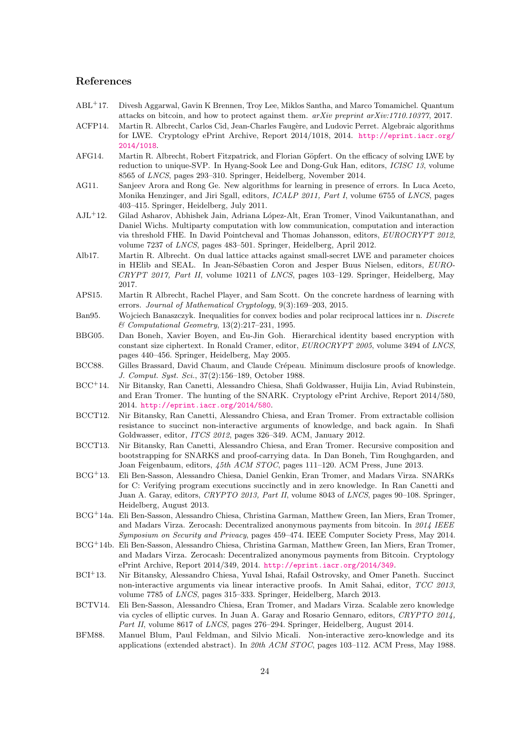## References

ABL+17. Divesh Aggarwal, Gavin K Brennen, Troy Lee, Miklos Santha, and Marco Tomamichel. Quantum attacks on bitcoin, and how to protect against them. *arXiv preprint arXiv:1710.10377*, 2017.

ACFP14. Martin R. Albrecht, Carlos Cid, Jean-Charles Faugère, and Ludovic Perret. Algebraic algorithms for LWE. Cryptology ePrint Archive, Report 2014/1018, 2014. http://eprint.iacr.org/2014/1018.

AFG14. Martin R. Albrecht, Robert Fitzpatrick, and Florian Göpfert. On the efficacy of solving LWE by reduction to unique-SVP. In Hyang-Sook Lee and Dong-Guk Han, editors, *ICISC 13*, volume 8565 of *LNCS*, pages 293–310. Springer, Heidelberg, November 2014.

AG11. Sanjeev Arora and Rong Ge. New algorithms for learning in presence of errors. In Luca Aceto, Monika Henzinger, and Jiri Sgall, editors, *ICALP 2011, Part I*, volume 6755 of *LNCS*, pages 403–415. Springer, Heidelberg, July 2011.

AJL+12. Gilad Asharov, Abhishek Jain, Adriana López-Alt, Eran Tromer, Vinod Vaikuntanathan, and Daniel Wichs. Multiparty computation with low communication, computation and interaction via threshold FHE. In David Pointcheval and Thomas Johansson, editors, *EUROCRYPT 2012*, volume 7237 of *LNCS*, pages 483–501. Springer, Heidelberg, April 2012.

Alb17. Martin R. Albrecht. On dual lattice attacks against small-secret LWE and parameter choices in HElib and SEAL. In Jean-Sébastien Coron and Jesper Buus Nielsen, editors, *EUROCRYPT 2017, Part II*, volume 10211 of *LNCS*, pages 103–129. Springer, Heidelberg, May 2017.

APS15. Martin R Albrecht, Rachel Player, and Sam Scott. On the concrete hardness of learning with errors. *Journal of Mathematical Cryptology*, 9(3):169–203, 2015.

Ban95. Wojciech Banaszczyk. Inequalities for convex bodies and polar reciprocal lattices inr n. *Discrete & Computational Geometry*, 13(2):217–231, 1995.

BBG05. Dan Boneh, Xavier Boyen, and Eu-Jin Goh. Hierarchical identity based encryption with constant size ciphertext. In Ronald Cramer, editor, *EUROCRYPT 2005*, volume 3494 of *LNCS*, pages 440–456. Springer, Heidelberg, May 2005.

BCC88. Gilles Brassard, David Chaum, and Claude Crépeau. Minimum disclosure proofs of knowledge. *J. Comput. Syst. Sci.*, 37(2):156–189, October 1988.

BCC+14. Nir Bitansky, Ran Canetti, Alessandro Chiesa, Shafi Goldwasser, Huijia Lin, Aviad Rubinstein, and Eran Tromer. The hunting of the SNARK. Cryptology ePrint Archive, Report 2014/580, 2014. http://eprint.iacr.org/2014/580.

BCCT12. Nir Bitansky, Ran Canetti, Alessandro Chiesa, and Eran Tromer. From extractable collision resistance to succinct non-interactive arguments of knowledge, and back again. In Shafi Goldwasser, editor, *ITCS 2012*, pages 326–349. ACM, January 2012.

BCCT13. Nir Bitansky, Ran Canetti, Alessandro Chiesa, and Eran Tromer. Recursive composition and bootstrapping for SNARKS and proof-carrying data. In Dan Boneh, Tim Roughgarden, and Joan Feigenbaum, editors, *45th ACM STOC*, pages 111–120. ACM Press, June 2013.

BCG+13. Eli Ben-Sasson, Alessandro Chiesa, Daniel Genkin, Eran Tromer, and Madars Virza. SNARKs for C: Verifying program executions succinctly and in zero knowledge. In Ran Canetti and Juan A. Garay, editors, *CRYPTO 2013, Part II*, volume 8043 of *LNCS*, pages 90–108. Springer, Heidelberg, August 2013.

BCG+14a. Eli Ben-Sasson, Alessandro Chiesa, Christina Garman, Matthew Green, Ian Miers, Eran Tromer, and Madars Virza. Zerocash: Decentralized anonymous payments from bitcoin. In *2014 IEEE Symposium on Security and Privacy*, pages 459–474. IEEE Computer Society Press, May 2014.

BCG+14b. Eli Ben-Sasson, Alessandro Chiesa, Christina Garman, Matthew Green, Ian Miers, Eran Tromer, and Madars Virza. Zerocash: Decentralized anonymous payments from Bitcoin. Cryptology ePrint Archive, Report 2014/349, 2014. http://eprint.iacr.org/2014/349.

BCI+13. Nir Bitansky, Alessandro Chiesa, Yuval Ishai, Rafail Ostrovsky, and Omer Paneth. Succinct non-interactive arguments via linear interactive proofs. In Amit Sahai, editor, *TCC 2013*, volume 7785 of *LNCS*, pages 315–333. Springer, Heidelberg, March 2013.

BCTV14. Eli Ben-Sasson, Alessandro Chiesa, Eran Tromer, and Madars Virza. Scalable zero knowledge via cycles of elliptic curves. In Juan A. Garay and Rosario Gennaro, editors, *CRYPTO 2014, Part II*, volume 8617 of *LNCS*, pages 276–294. Springer, Heidelberg, August 2014.

BFM88. Manuel Blum, Paul Feldman, and Silvio Micali. Non-interactive zero-knowledge and its applications (extended abstract). In *20th ACM STOC*, pages 103–112. ACM Press, May 1988.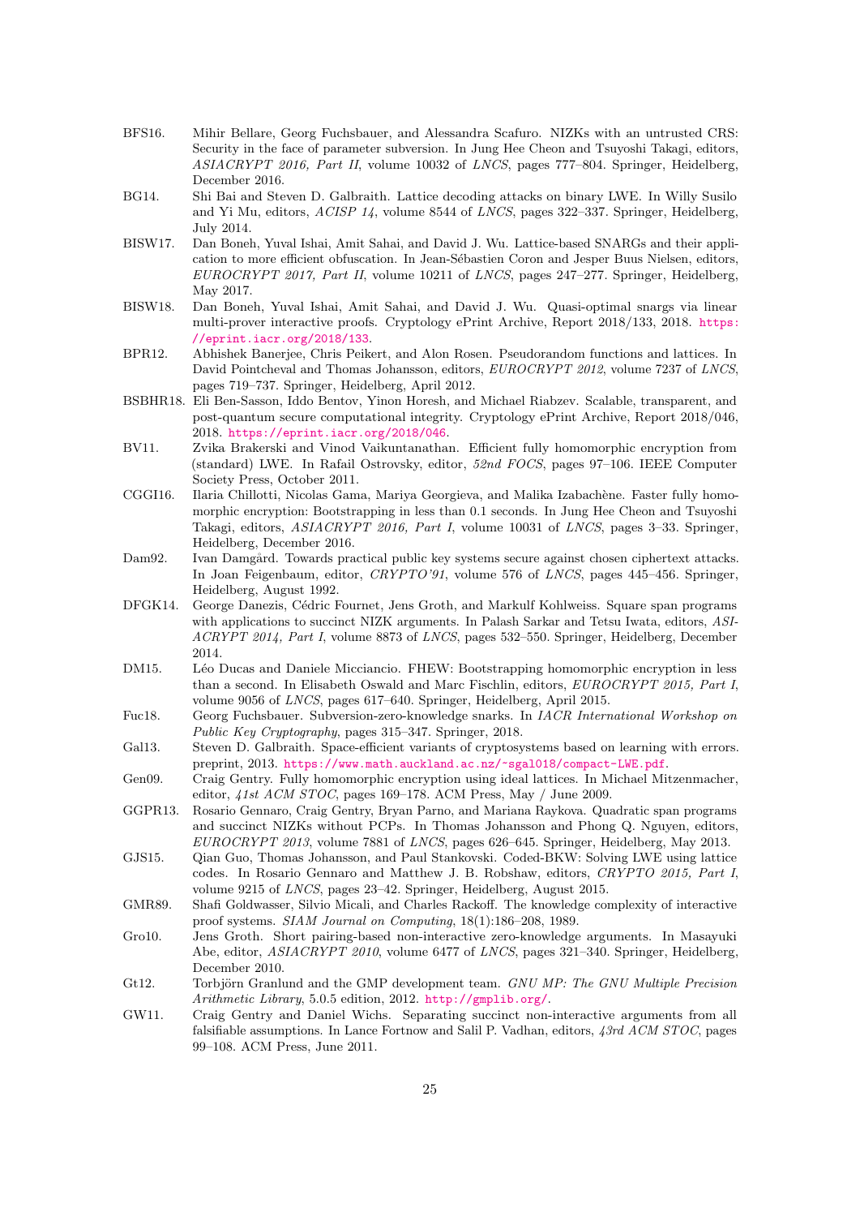BFS16. Mihir Bellare, Georg Fuchsbauer, and Alessandra Scafuro. NIZKs with an untrusted CRS: Security in the face of parameter subversion. In Jung Hee Cheon and Tsuyoshi Takagi, editors, *ASIACRYPT 2016, Part II*, volume 10032 of *LNCS*, pages 777–804. Springer, Heidelberg, December 2016.

BG14. Shi Bai and Steven D. Galbraith. Lattice decoding attacks on binary LWE. In Willy Susilo and Yi Mu, editors, *ACISP 14*, volume 8544 of *LNCS*, pages 322–337. Springer, Heidelberg, July 2014.

BISW17. Dan Boneh, Yuval Ishai, Amit Sahai, and David J. Wu. Lattice-based SNARGs and their application to more efficient obfuscation. In Jean-Sébastien Coron and Jesper Buus Nielsen, editors, *EUROCRYPT 2017, Part II*, volume 10211 of *LNCS*, pages 247–277. Springer, Heidelberg, May 2017.

BISW18. Dan Boneh, Yuval Ishai, Amit Sahai, and David J. Wu. Quasi-optimal snargs via linear multi-prover interactive proofs. Cryptology ePrint Archive, Report 2018/133, 2018. https://eprint.iacr.org/2018/133.

BPR12. Abhishek Banerjee, Chris Peikert, and Alon Rosen. Pseudorandom functions and lattices. In David Pointcheval and Thomas Johansson, editors, *EUROCRYPT 2012*, volume 7237 of *LNCS*, pages 719–737. Springer, Heidelberg, April 2012.

BSBHR18. Eli Ben-Sasson, Iddo Bentov, Yinon Horesh, and Michael Riabzev. Scalable, transparent, and post-quantum secure computational integrity. Cryptology ePrint Archive, Report 2018/046, 2018. https://eprint.iacr.org/2018/046.

BV11. Zvika Brakerski and Vinod Vaikuntanathan. Efficient fully homomorphic encryption from (standard) LWE. In Rafail Ostrovsky, editor, *52nd FOCS*, pages 97–106. IEEE Computer Society Press, October 2011.

CGGI16. Ilaria Chillotti, Nicolas Gama, Mariya Georgieva, and Malika Izabachène. Faster fully homomorphic encryption: Bootstrapping in less than 0.1 seconds. In Jung Hee Cheon and Tsuyoshi Takagi, editors, *ASIACRYPT 2016, Part I*, volume 10031 of *LNCS*, pages 3–33. Springer, Heidelberg, December 2016.

Dam92. Ivan Damgård. Towards practical public key systems secure against chosen ciphertext attacks. In Joan Feigenbaum, editor, *CRYPTO'91*, volume 576 of *LNCS*, pages 445–456. Springer, Heidelberg, August 1992.

DFGK14. George Danezis, Cédric Fournet, Jens Groth, and Markulf Kohlweiss. Square span programs with applications to succinct NIZK arguments. In Palash Sarkar and Tetsu Iwata, editors, *ASIACRYPT 2014, Part I*, volume 8873 of *LNCS*, pages 532–550. Springer, Heidelberg, December 2014.

DM15. Léo Ducas and Daniele Micciancio. FHEW: Bootstrapping homomorphic encryption in less than a second. In Elisabeth Oswald and Marc Fischlin, editors, *EUROCRYPT 2015, Part I*, volume 9056 of *LNCS*, pages 617–640. Springer, Heidelberg, April 2015.

Fuc18. Georg Fuchsbauer. Subversion-zero-knowledge snarks. In *IACR International Workshop on Public Key Cryptography*, pages 315–347. Springer, 2018.

Gal13. Steven D. Galbraith. Space-efficient variants of cryptosystems based on learning with errors. preprint, 2013. https://www.math.auckland.ac.nz/~sgal018/compact-LWE.pdf.

Gen09. Craig Gentry. Fully homomorphic encryption using ideal lattices. In Michael Mitzenmacher, editor, *41st ACM STOC*, pages 169–178. ACM Press, May / June 2009.

GGPR13. Rosario Gennaro, Craig Gentry, Bryan Parno, and Mariana Raykova. Quadratic span programs and succinct NIZKs without PCPs. In Thomas Johansson and Phong Q. Nguyen, editors, *EUROCRYPT 2013*, volume 7881 of *LNCS*, pages 626–645. Springer, Heidelberg, May 2013.

GJS15. Qian Guo, Thomas Johansson, and Paul Stankovski. Coded-BKW: Solving LWE using lattice codes. In Rosario Gennaro and Matthew J. B. Robshaw, editors, *CRYPTO 2015, Part I*, volume 9215 of *LNCS*, pages 23–42. Springer, Heidelberg, August 2015.

GMR89. Shafi Goldwasser, Silvio Micali, and Charles Rackoff. The knowledge complexity of interactive proof systems. *SIAM Journal on Computing*, 18(1):186–208, 1989.

Gro10. Jens Groth. Short pairing-based non-interactive zero-knowledge arguments. In Masayuki Abe, editor, *ASIACRYPT 2010*, volume 6477 of *LNCS*, pages 321–340. Springer, Heidelberg, December 2010.

Gt12. Torbjörn Granlund and the GMP development team. *GNU MP: The GNU Multiple Precision Arithmetic Library*, 5.0.5 edition, 2012. http://gmplib.org/.

GW11. Craig Gentry and Daniel Wichs. Separating succinct non-interactive arguments from all falsifiable assumptions. In Lance Fortnow and Salil P. Vadhan, editors, *43rd ACM STOC*, pages 99–108. ACM Press, June 2011.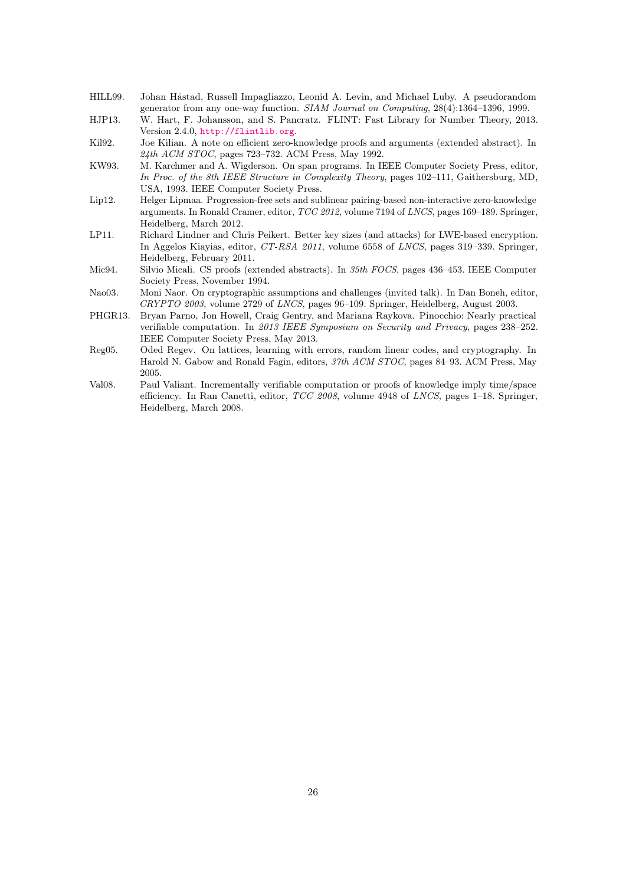HILL99. Johan Håstad, Russell Impagliazzo, Leonid A. Levin, and Michael Luby. A pseudorandom generator from any one-way function. *SIAM Journal on Computing*, 28(4):1364–1396, 1999.

HJP13. W. Hart, F. Johansson, and S. Pancratz. FLINT: Fast Library for Number Theory, 2013. Version 2.4.0, http://flintlib.org.

Kil92. Joe Kilian. A note on efficient zero-knowledge proofs and arguments (extended abstract). In *24th ACM STOC*, pages 723–732. ACM Press, May 1992.

KW93. M. Karchmer and A. Wigderson. On span programs. In IEEE Computer Society Press, editor, *In Proc. of the 8th IEEE Structure in Complexity Theory*, pages 102–111, Gaithersburg, MD, USA, 1993. IEEE Computer Society Press.

Lip12. Helger Lipmaa. Progression-free sets and sublinear pairing-based non-interactive zero-knowledge arguments. In Ronald Cramer, editor, *TCC 2012*, volume 7194 of *LNCS*, pages 169–189. Springer, Heidelberg, March 2012.

LP11. Richard Lindner and Chris Peikert. Better key sizes (and attacks) for LWE-based encryption. In Aggelos Kiayias, editor, *CT-RSA 2011*, volume 6558 of *LNCS*, pages 319–339. Springer, Heidelberg, February 2011.

Mic94. Silvio Micali. CS proofs (extended abstracts). In *35th FOCS*, pages 436–453. IEEE Computer Society Press, November 1994.

Nao03. Moni Naor. On cryptographic assumptions and challenges (invited talk). In Dan Boneh, editor, *CRYPTO 2003*, volume 2729 of *LNCS*, pages 96–109. Springer, Heidelberg, August 2003.

PHGR13. Bryan Parno, Jon Howell, Craig Gentry, and Mariana Raykova. Pinocchio: Nearly practical verifiable computation. In *2013 IEEE Symposium on Security and Privacy*, pages 238–252. IEEE Computer Society Press, May 2013.

Reg05. Oded Regev. On lattices, learning with errors, random linear codes, and cryptography. In Harold N. Gabow and Ronald Fagin, editors, *37th ACM STOC*, pages 84–93. ACM Press, May 2005.

Val08. Paul Valiant. Incrementally verifiable computation or proofs of knowledge imply time/space efficiency. In Ran Canetti, editor, *TCC 2008*, volume 4948 of *LNCS*, pages 1–18. Springer, Heidelberg, March 2008.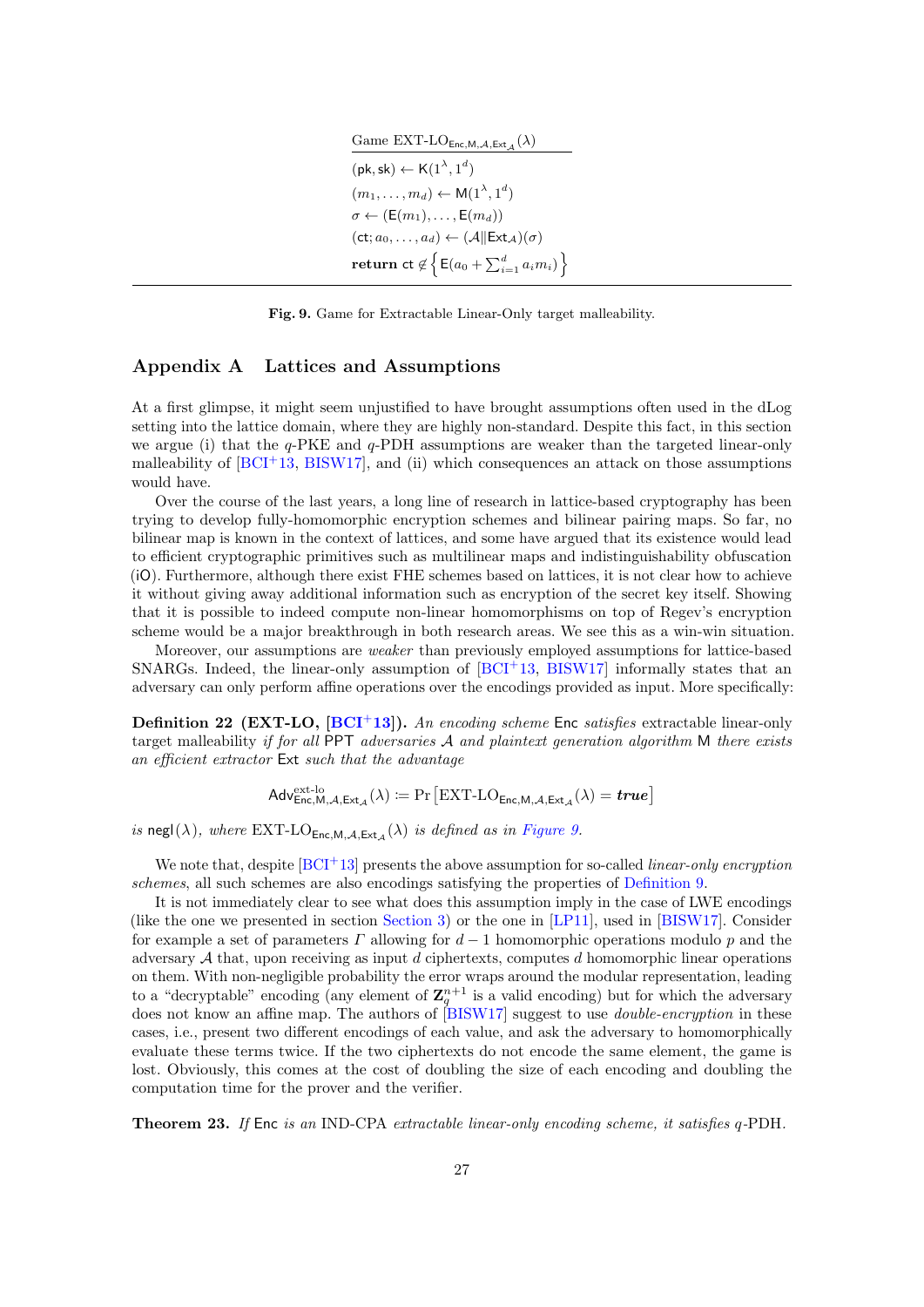Game $\mathrm{EXT\text{-}LO}_{\mathsf{Enc},\mathsf{M},\mathcal{A},\mathsf{Ext}_{\mathcal{A}}}(\lambda)$

$(\mathsf{pk}, \mathsf{sk}) \leftarrow \mathsf{K}(1^\lambda, 1^d)$
$(m_1, \ldots, m_d) \leftarrow \mathsf{M}(1^\lambda, 1^d)$
$\sigma \leftarrow (\mathsf{E}(m_1), \ldots, \mathsf{E}(m_d))$
$(\mathsf{ct}; a_0, \ldots, a_d) \leftarrow (\mathcal{A} \| \mathsf{Ext}_{\mathcal{A}})(\sigma)$
**return** $\mathsf{ct} \notin \left\{ \mathsf{E}(a_0 + \sum_{i=1}^d a_i m_i) \right\}$

**Fig. 9.** Game for Extractable Linear-Only target malleability.

## Appendix A Lattices and Assumptions

At a first glimpse, it might seem unjustified to have brought assumptions often used in the dLog setting into the lattice domain, where they are highly non-standard. Despite this fact, in this section we argue (i) that the $q$-PKE and $q$-PDH assumptions are weaker than the targeted linear-only malleability of [BCI+13, BISW17], and (ii) which consequences an attack on those assumptions would have.

Over the course of the last years, a long line of research in lattice-based cryptography has been trying to develop fully-homomorphic encryption schemes and bilinear pairing maps. So far, no bilinear map is known in the context of lattices, and some have argued that its existence would lead to efficient cryptographic primitives such as multilinear maps and indistinguishability obfuscation (iO). Furthermore, although there exist FHE schemes based on lattices, it is not clear how to achieve it without giving away additional information such as encryption of the secret key itself. Showing that it is possible to indeed compute non-linear homomorphisms on top of Regev's encryption scheme would be a major breakthrough in both research areas. We see this as a win-win situation.

Moreover, our assumptions are *weaker* than previously employed assumptions for lattice-based SNARGs. Indeed, the linear-only assumption of [BCI+13, BISW17] informally states that an adversary can only perform affine operations over the encodings provided as input. More specifically:

**Definition 22 (EXT-LO, [BCI+13]).** *An encoding scheme* $\mathsf{Enc}$ *satisfies* extractable linear-only target malleability *if for all* PPT *adversaries* $\mathcal{A}$ *and plaintext generation algorithm* $\mathsf{M}$ *there exists an efficient extractor* $\mathsf{Ext}$ *such that the advantage*

$$\mathsf{Adv}^{\text{ext-lo}}_{\mathsf{Enc},\mathsf{M},\mathcal{A},\mathsf{Ext}_{\mathcal{A}}}(\lambda) := \Pr\left[\mathrm{EXT\text{-}LO}_{\mathsf{Enc},\mathsf{M},\mathcal{A},\mathsf{Ext}_{\mathcal{A}}}(\lambda) = \textbf{\textit{true}}\right]$$

*is* $\mathsf{negl}(\lambda)$*, where* $\mathrm{EXT\text{-}LO}_{\mathsf{Enc},\mathsf{M},\mathcal{A},\mathsf{Ext}_{\mathcal{A}}}(\lambda)$ *is defined as in Figure 9.*

We note that, despite [BCI+13] presents the above assumption for so-called *linear-only encryption schemes*, all such schemes are also encodings satisfying the properties of Definition 9.

It is not immediately clear to see what does this assumption imply in the case of LWE encodings (like the one we presented in section Section 3) or the one in [LP11], used in [BISW17]. Consider for example a set of parameters $\Gamma$ allowing for $d-1$ homomorphic operations modulo $p$ and the adversary $\mathcal{A}$ that, upon receiving as input $d$ ciphertexts, computes $d$ homomorphic linear operations on them. With non-negligible probability the error wraps around the modular representation, leading to a "decryptable" encoding (any element of $\mathbf{Z}_q^{n+1}$ is a valid encoding) but for which the adversary does not know an affine map. The authors of [BISW17] suggest to use *double-encryption* in these cases, i.e., present two different encodings of each value, and ask the adversary to homomorphically evaluate these terms twice. If the two ciphertexts do not encode the same element, the game is lost. Obviously, this comes at the cost of doubling the size of each encoding and doubling the computation time for the prover and the verifier.

**Theorem 23.** *If* $\mathsf{Enc}$ *is an* IND-CPA *extractable linear-only encoding scheme, it satisfies* $q$-PDH.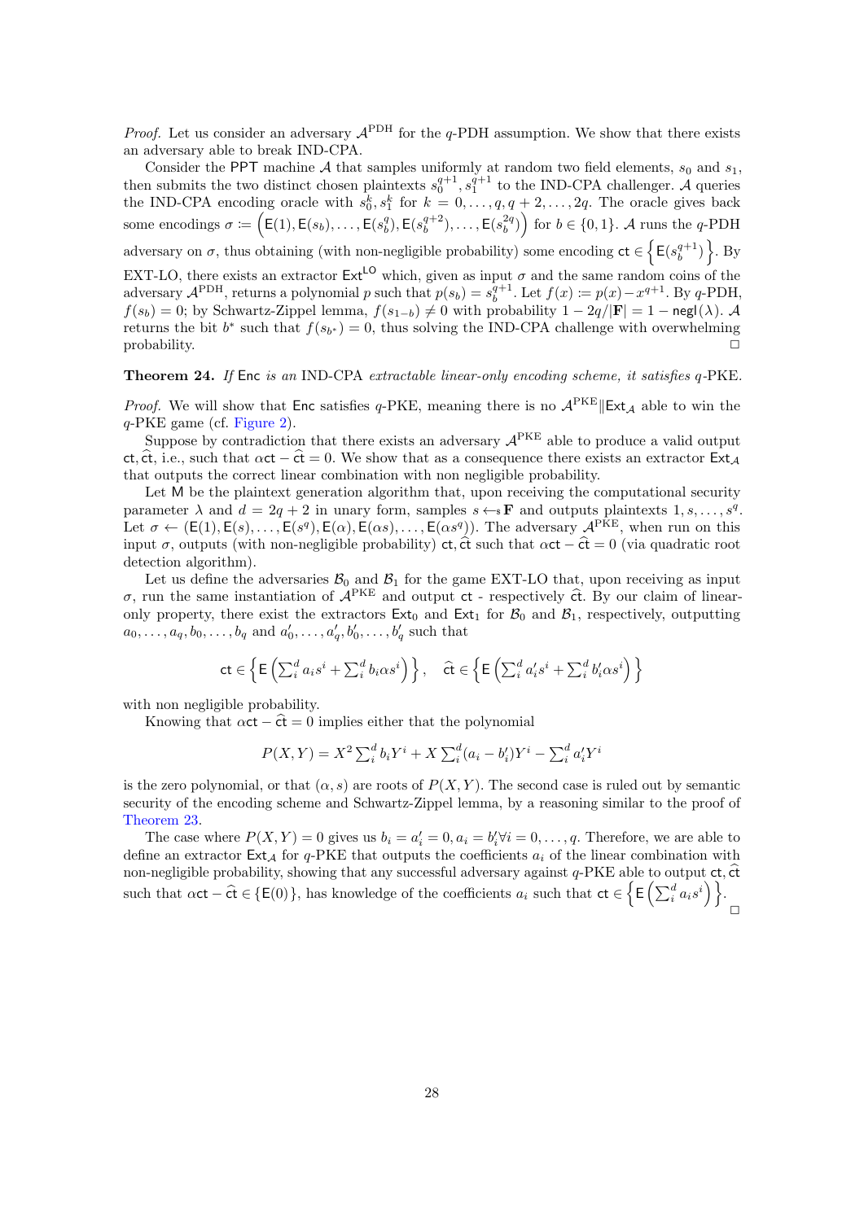*Proof.* Let us consider an adversary $\mathcal{A}^{\text{PDH}}$ for the $q$-PDH assumption. We show that there exists an adversary able to break IND-CPA.

Consider the PPT machine $\mathcal{A}$ that samples uniformly at random two field elements, $s_0$ and $s_1$, then submits the two distinct chosen plaintexts $s_0^{q+1}, s_1^{q+1}$ to the IND-CPA challenger. $\mathcal{A}$ queries the IND-CPA encoding oracle with $s_0^k, s_1^k$ for $k = 0, \ldots, q, q+2, \ldots, 2q$. The oracle gives back some encodings $\sigma := \left(\mathsf{E}(1), \mathsf{E}(s_b), \ldots, \mathsf{E}(s_b^q), \mathsf{E}(s_b^{q+2}), \ldots, \mathsf{E}(s_b^{2q})\right)$ for $b \in \{0,1\}$. $\mathcal{A}$ runs the $q$-PDH adversary on $\sigma$, thus obtaining (with non-negligible probability) some encoding $\mathsf{ct} \in \left\{\mathsf{E}(s_b^{q+1})\right\}$. By EXT-LO, there exists an extractor $\mathsf{Ext}^{\mathsf{LO}}$ which, given as input $\sigma$ and the same random coins of the adversary $\mathcal{A}^{\text{PDH}}$, returns a polynomial $p$ such that $p(s_b) = s_b^{q+1}$. Let $f(x) := p(x) - x^{q+1}$. By $q$-PDH, $f(s_b) = 0$; by Schwartz-Zippel lemma, $f(s_{1-b}) \neq 0$ with probability $1 - 2q/|\mathbf{F}| = 1 - \mathsf{negl}(\lambda)$. $\mathcal{A}$ returns the bit $b^*$ such that $f(s_{b^*}) = 0$, thus solving the IND-CPA challenge with overwhelming probability. □

**Theorem 24.** *If* $\mathsf{Enc}$ *is an* IND-CPA *extractable linear-only encoding scheme, it satisfies* $q$-PKE.

*Proof.* We will show that $\mathsf{Enc}$ satisfies $q$-PKE, meaning there is no $\mathcal{A}^{\text{PKE}} \| \mathsf{Ext}_{\mathcal{A}}$ able to win the $q$-PKE game (cf. Figure 2).

Suppose by contradiction that there exists an adversary $\mathcal{A}^{\text{PKE}}$ able to produce a valid output $\mathsf{ct}, \widehat{\mathsf{ct}}$, i.e., such that $\alpha\mathsf{ct} - \widehat{\mathsf{ct}} = 0$. We show that as a consequence there exists an extractor $\mathsf{Ext}_{\mathcal{A}}$ that outputs the correct linear combination with non negligible probability.

Let $\mathsf{M}$ be the plaintext generation algorithm that, upon receiving the computational security parameter $\lambda$ and $d = 2q+2$ in unary form, samples $s \leftarrow_{\$} \mathbf{F}$ and outputs plaintexts $1, s, \ldots, s^q$. Let $\sigma \leftarrow (\mathsf{E}(1), \mathsf{E}(s), \ldots, \mathsf{E}(s^q), \mathsf{E}(\alpha), \mathsf{E}(\alpha s), \ldots, \mathsf{E}(\alpha s^q))$. The adversary $\mathcal{A}^{\text{PKE}}$, when run on this input $\sigma$, outputs (with non-negligible probability) $\mathsf{ct}, \widehat{\mathsf{ct}}$ such that $\alpha\mathsf{ct} - \widehat{\mathsf{ct}} = 0$ (via quadratic root detection algorithm).

Let us define the adversaries $\mathcal{B}_0$ and $\mathcal{B}_1$ for the game EXT-LO that, upon receiving as input $\sigma$, run the same instantiation of $\mathcal{A}^{\text{PKE}}$ and output $\mathsf{ct}$ - respectively $\widehat{\mathsf{ct}}$. By our claim of linear-only property, there exist the extractors $\mathsf{Ext}_0$ and $\mathsf{Ext}_1$ for $\mathcal{B}_0$ and $\mathcal{B}_1$, respectively, outputting $a_0, \ldots, a_q, b_0, \ldots, b_q$ and $a'_0, \ldots, a'_q, b'_0, \ldots, b'_q$ such that

$$\mathsf{ct} \in \left\{\mathsf{E}\left(\sum_i^d a_i s^i + \sum_i^d b_i \alpha s^i\right)\right\}, \quad \widehat{\mathsf{ct}} \in \left\{\mathsf{E}\left(\sum_i^d a'_i s^i + \sum_i^d b'_i \alpha s^i\right)\right\}$$

with non negligible probability.

Knowing that $\alpha\mathsf{ct} - \widehat{\mathsf{ct}} = 0$ implies either that the polynomial

$$P(X,Y) = X^2 \sum_i^d b_i Y^i + X \sum_i^d (a_i - b'_i) Y^i - \sum_i^d a'_i Y^i$$

is the zero polynomial, or that $(\alpha, s)$ are roots of $P(X,Y)$. The second case is ruled out by semantic security of the encoding scheme and Schwartz-Zippel lemma, by a reasoning similar to the proof of Theorem 23.

The case where $P(X,Y) = 0$ gives us $b_i = a'_i = 0, a_i = b'_i \forall i = 0, \ldots, q$. Therefore, we are able to define an extractor $\mathsf{Ext}_{\mathcal{A}}$ for $q$-PKE that outputs the coefficients $a_i$ of the linear combination with non-negligible probability, showing that any successful adversary against $q$-PKE able to output $\mathsf{ct}, \widehat{\mathsf{ct}}$ such that $\alpha\mathsf{ct} - \widehat{\mathsf{ct}} \in \{\mathsf{E}(0)\}$, has knowledge of the coefficients $a_i$ such that $\mathsf{ct} \in \left\{\mathsf{E}\left(\sum_i^d a_i s^i\right)\right\}$. □